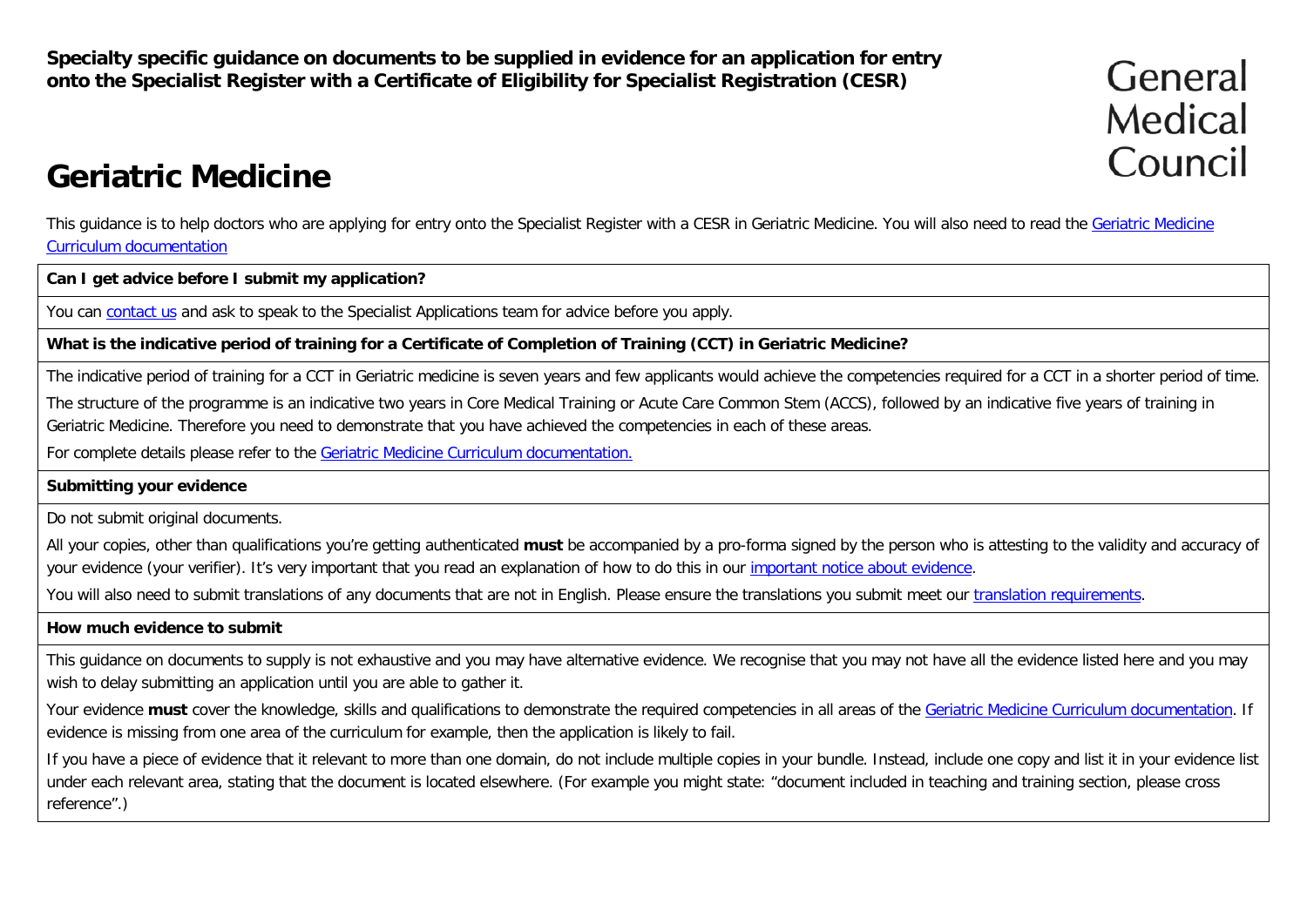**Specialty specific guidance on documents to be supplied in evidence for an application for entry onto the Specialist Register with a Certificate of Eligibility for Specialist Registration (CESR)**

General Medical Council

# Geriatric Medicine

This guidance is to help doctors who are applying for entry onto the Specialist Register with a CESR in Geriatric Medicine. You will also need to read the Geriatric Medicine Curriculum documentation

**Can I get advice before I submit my application?**

You can contact us and ask to speak to the Specialist Applications team for advice before you apply.

**What is the indicative period of training for a Certificate of Completion of Training (CCT) in Geriatric Medicine?**

The indicative period of training for a CCT in Geriatric medicine is seven years and few applicants would achieve the competencies required for a CCT in a shorter period of time.

The structure of the programme is an indicative two years in Core Medical Training or Acute Care Common Stem (ACCS), followed by an indicative five years of training in Geriatric Medicine. Therefore you need to demonstrate that you have achieved the competencies in each of these areas.

For complete details please refer to the Geriatric Medicine Curriculum documentation.

**Submitting your evidence**

Do not submit original documents.

All your copies, other than qualifications you're getting authenticated **must** be accompanied by a pro-forma signed by the person who is attesting to the validity and accuracy of your evidence (your verifier). It's very important that you read an explanation of how to do this in our important notice about evidence.

You will also need to submit translations of any documents that are not in English. Please ensure the translations you submit meet our translation requirements.

**How much evidence to submit**

This guidance on documents to supply is not exhaustive and you may have alternative evidence. We recognise that you may not have all the evidence listed here and you may wish to delay submitting an application until you are able to gather it.

Your evidence **must** cover the knowledge, skills and qualifications to demonstrate the required competencies in all areas of the Geriatric Medicine Curriculum documentation. If evidence is missing from one area of the curriculum for example, then the application is likely to fail.

If you have a piece of evidence that it relevant to more than one domain, do not include multiple copies in your bundle. Instead, include one copy and list it in your evidence list under each relevant area, stating that the document is located elsewhere. (For example you might state: "document included in teaching and training section, please cross reference".)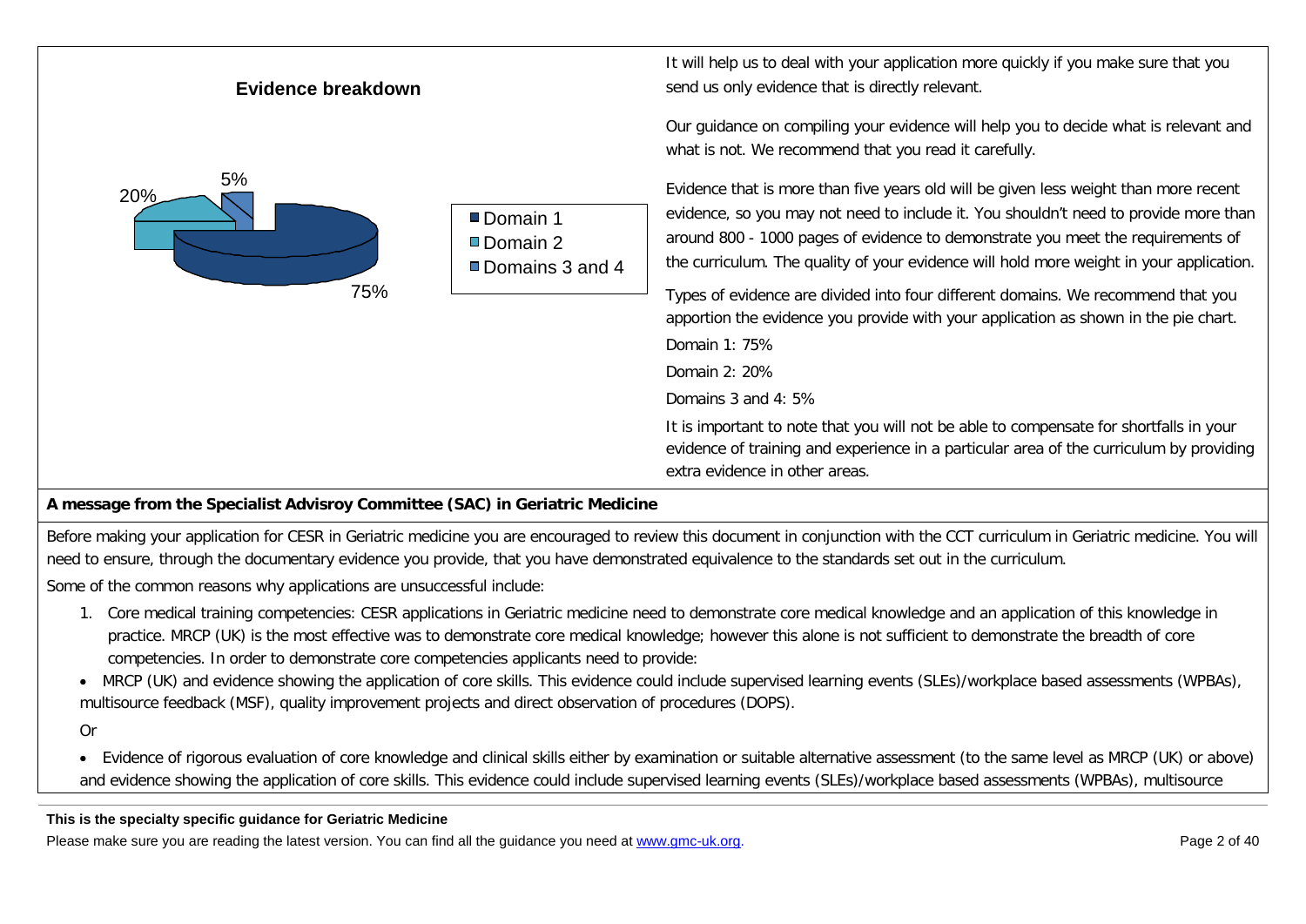**Evidence breakdown**

It will help us to deal with your application more quickly if you make sure that you send us only evidence that is directly relevant.

Our guidance on compiling your evidence will help you to decide what is relevant and what is not. We recommend that you read it carefully.

Evidence that is more than five years old will be given less weight than more recent evidence, so you may not need to include it. You shouldn't need to provide more than around 800 - 1000 pages of evidence to demonstrate you meet the requirements of the curriculum. The quality of your evidence will hold more weight in your application.

Types of evidence are divided into four different domains. We recommend that you apportion the evidence you provide with your application as shown in the pie chart.

Domain 1: 75%

Domain 2: 20%

Domains 3 and 4: 5%

It is important to note that you will not be able to compensate for shortfalls in your evidence of training and experience in a particular area of the curriculum by providing extra evidence in other areas.

**A message from the Specialist Advisroy Committee (SAC) in Geriatric Medicine**

Before making your application for CESR in Geriatric medicine you are encouraged to review this document in conjunction with the CCT curriculum in Geriatric medicine. You will need to ensure, through the documentary evidence you provide, that you have demonstrated equivalence to the standards set out in the curriculum.

Some of the common reasons why applications are unsuccessful include:

1. Core medical training competencies: CESR applications in Geriatric medicine need to demonstrate core medical knowledge and an application of this knowledge in practice. MRCP (UK) is the most effective was to demonstrate core medical knowledge; however this alone is not sufficient to demonstrate the breadth of core competencies. In order to demonstrate core competencies applicants need to provide:

- MRCP (UK) and evidence showing the application of core skills. This evidence could include supervised learning events (SLEs)/workplace based assessments (WPBAs), multisource feedback (MSF), quality improvement projects and direct observation of procedures (DOPS).

Or

- Evidence of rigorous evaluation of core knowledge and clinical skills either by examination or suitable alternative assessment (to the same level as MRCP (UK) or above) and evidence showing the application of core skills. This evidence could include supervised learning events (SLEs)/workplace based assessments (WPBAs), multisource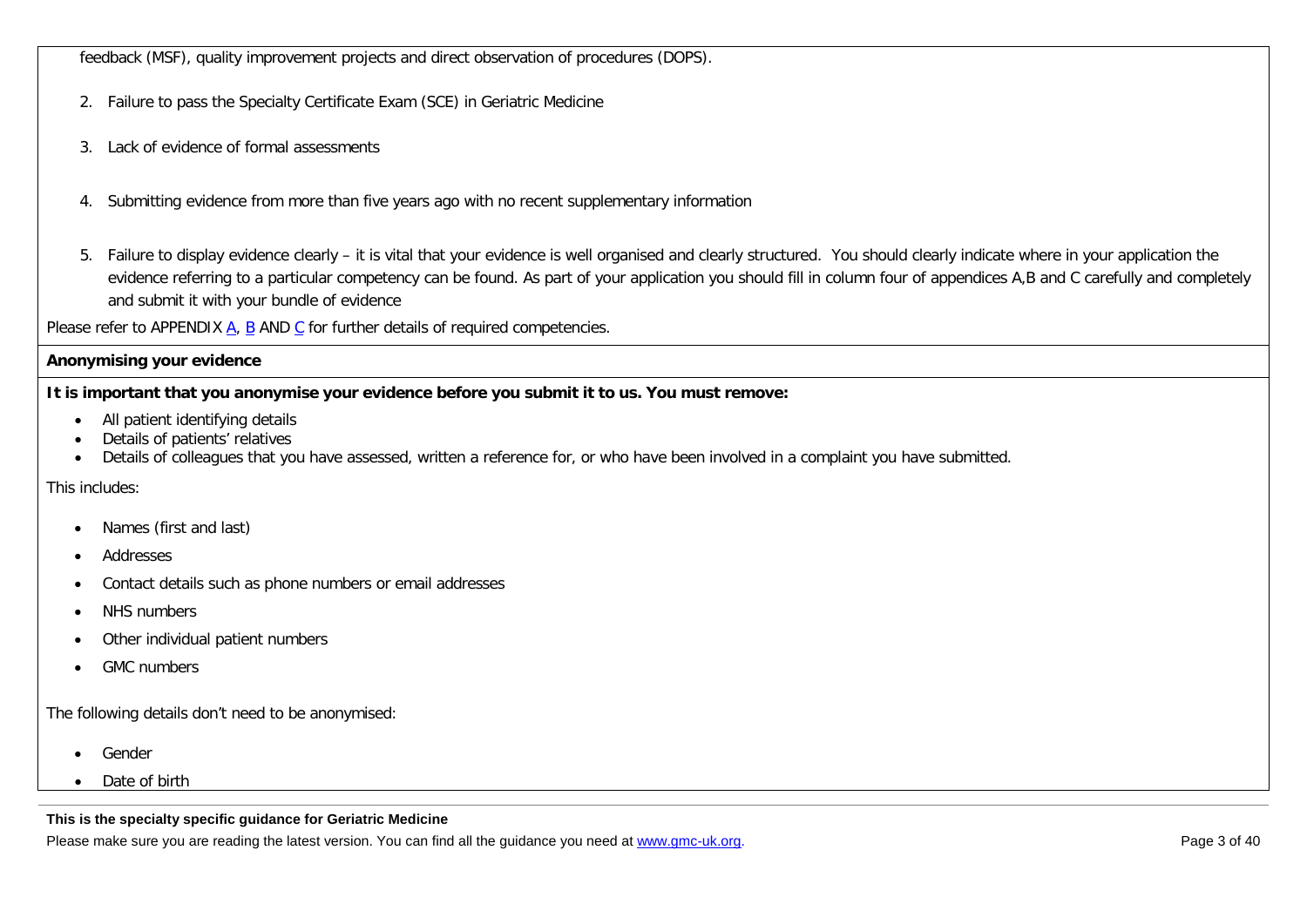feedback (MSF), quality improvement projects and direct observation of procedures (DOPS).

2. Failure to pass the Specialty Certificate Exam (SCE) in Geriatric Medicine

3. Lack of evidence of formal assessments

4. Submitting evidence from more than five years ago with no recent supplementary information

5. Failure to display evidence clearly – it is vital that your evidence is well organised and clearly structured. You should clearly indicate where in your application the evidence referring to a particular competency can be found. As part of your application you should fill in column four of appendices A,B and C carefully and completely and submit it with your bundle of evidence

Please refer to APPENDIX A, B AND C for further details of required competencies.

**Anonymising your evidence**

**It is important that you anonymise your evidence before you submit it to us. You must remove:**

- All patient identifying details
- Details of patients' relatives
- Details of colleagues that you have assessed, written a reference for, or who have been involved in a complaint you have submitted.

This includes:

- Names (first and last)
- Addresses
- Contact details such as phone numbers or email addresses
- NHS numbers
- Other individual patient numbers
- GMC numbers

The following details don't need to be anonymised:

- Gender
- Date of birth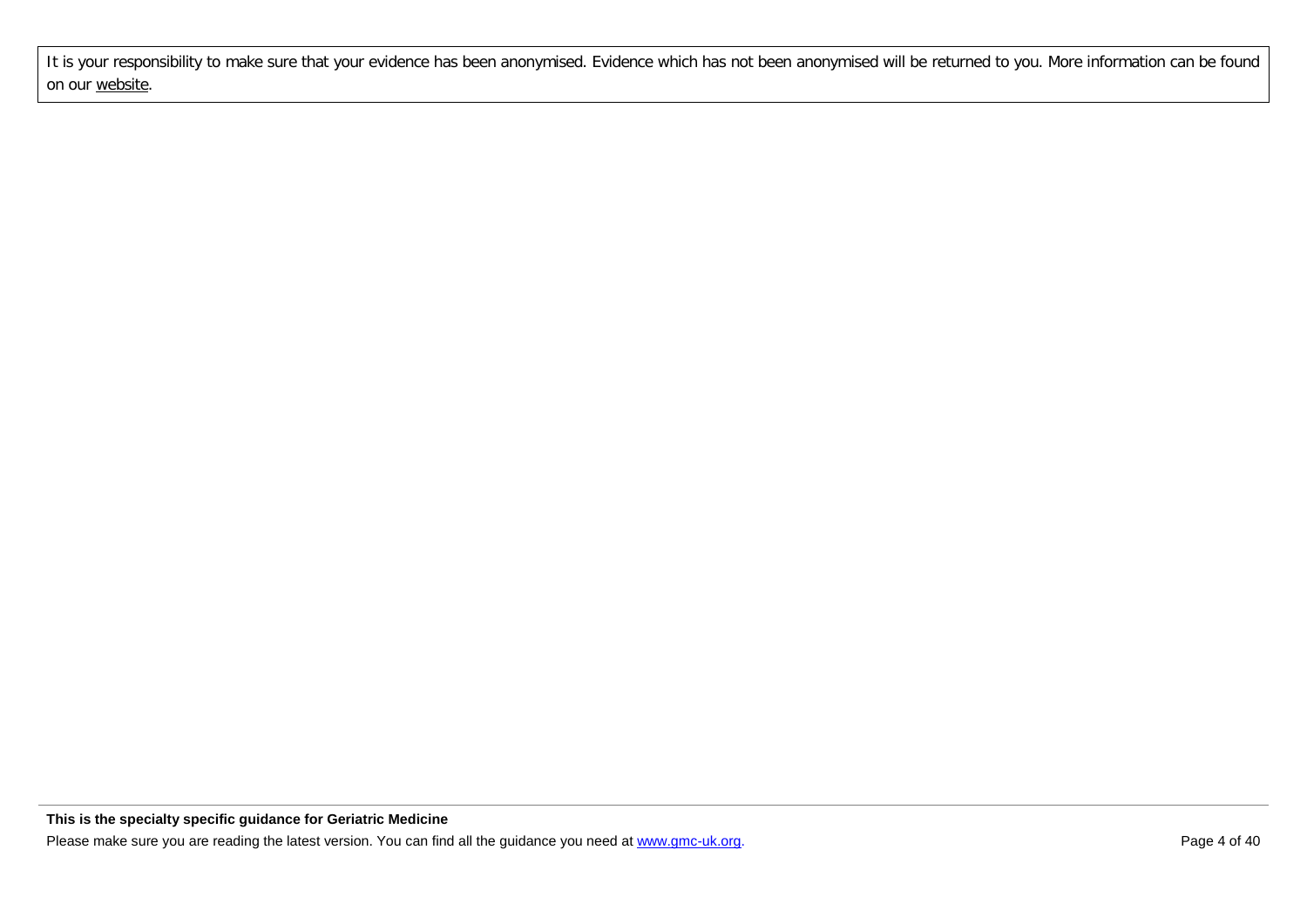It is your responsibility to make sure that your evidence has been anonymised. Evidence which has not been anonymised will be returned to you. More information can be found on our website.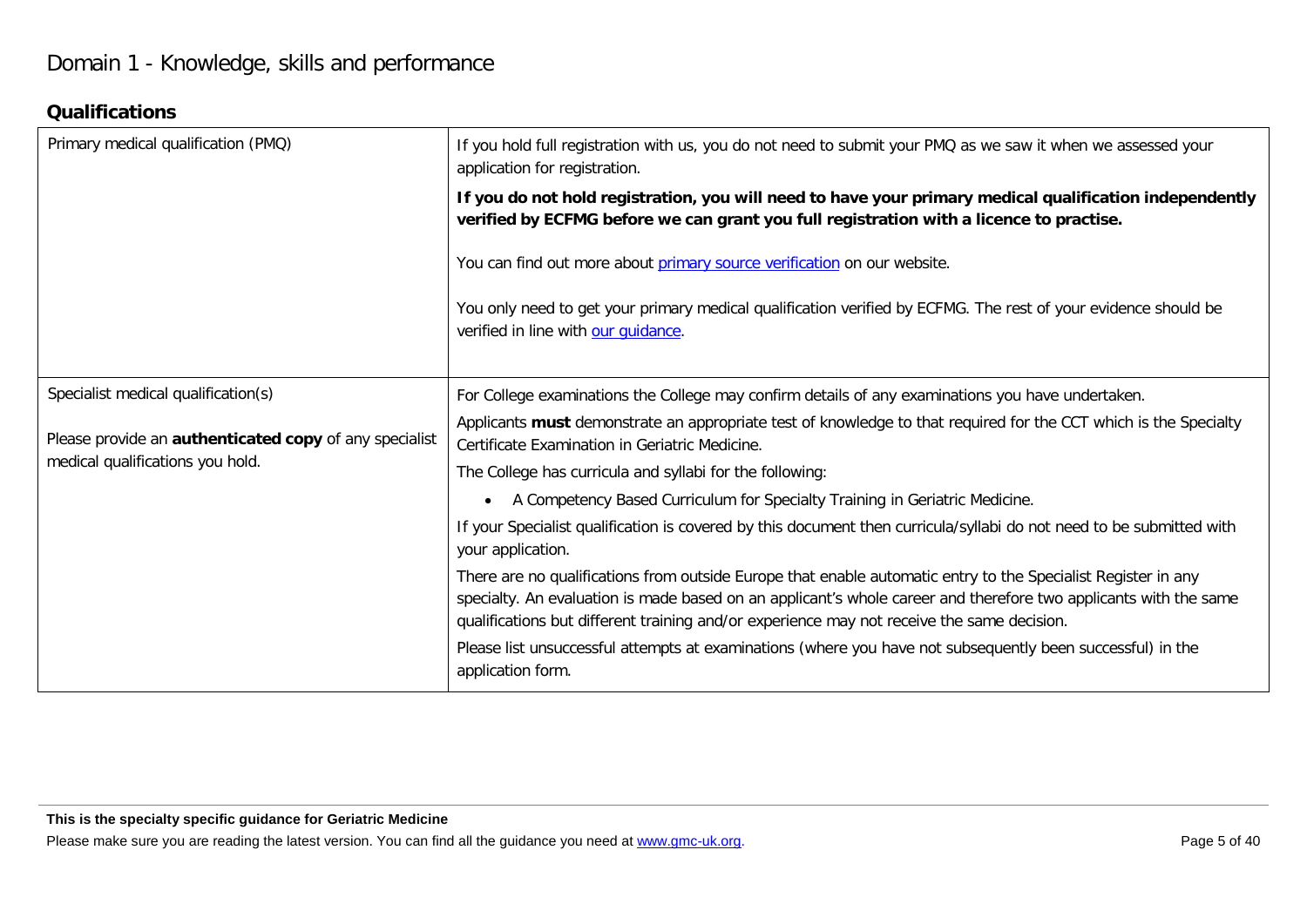# Domain 1 - Knowledge, skills and performance

## Qualifications

| | |
|---|---|
| Primary medical qualification (PMQ) | If you hold full registration with us, you do not need to submit your PMQ as we saw it when we assessed your application for registration.<br><br>**If you do not hold registration, you will need to have your primary medical qualification independently verified by ECFMG before we can grant you full registration with a licence to practise.**<br><br>You can find out more about primary source verification on our website.<br><br>You only need to get your primary medical qualification verified by ECFMG. The rest of your evidence should be verified in line with our guidance. |
| Specialist medical qualification(s)<br><br>Please provide an **authenticated copy** of any specialist medical qualifications you hold. | For College examinations the College may confirm details of any examinations you have undertaken.<br><br>Applicants **must** demonstrate an appropriate test of knowledge to that required for the CCT which is the Specialty Certificate Examination in Geriatric Medicine.<br><br>The College has curricula and syllabi for the following:<br><br>• A Competency Based Curriculum for Specialty Training in Geriatric Medicine.<br><br>If your Specialist qualification is covered by this document then curricula/syllabi do not need to be submitted with your application.<br><br>There are no qualifications from outside Europe that enable automatic entry to the Specialist Register in any specialty. An evaluation is made based on an applicant's whole career and therefore two applicants with the same qualifications but different training and/or experience may not receive the same decision.<br><br>Please list unsuccessful attempts at examinations (where you have not subsequently been successful) in the application form. |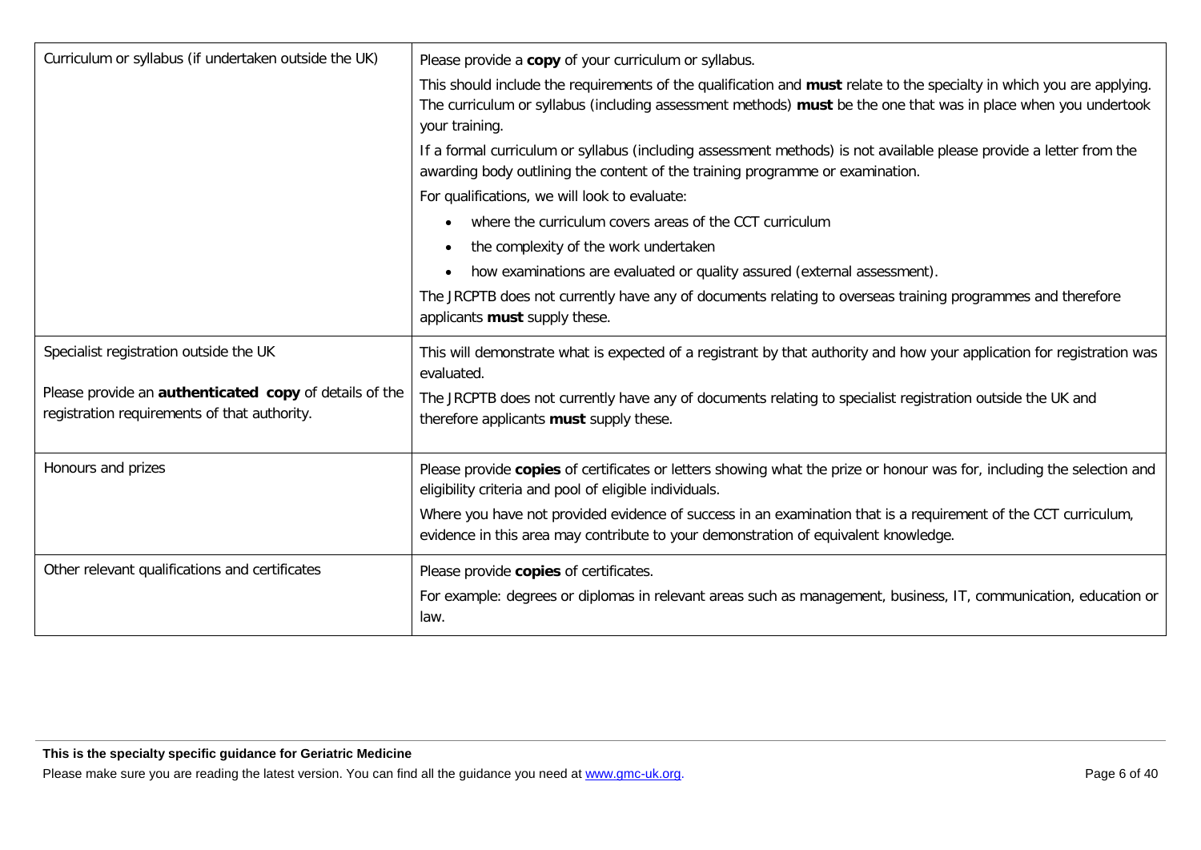| | |
|---|---|
| Curriculum or syllabus (if undertaken outside the UK) | Please provide a **copy** of your curriculum or syllabus.<br><br>This should include the requirements of the qualification and **must** relate to the specialty in which you are applying. The curriculum or syllabus (including assessment methods) **must** be the one that was in place when you undertook your training.<br><br>If a formal curriculum or syllabus (including assessment methods) is not available please provide a letter from the awarding body outlining the content of the training programme or examination.<br><br>For qualifications, we will look to evaluate:<br><br>• where the curriculum covers areas of the CCT curriculum<br>• the complexity of the work undertaken<br>• how examinations are evaluated or quality assured (external assessment).<br><br>The JRCPTB does not currently have any of documents relating to overseas training programmes and therefore applicants **must** supply these. |
| Specialist registration outside the UK<br><br>Please provide an **authenticated copy** of details of the registration requirements of that authority. | This will demonstrate what is expected of a registrant by that authority and how your application for registration was evaluated.<br><br>The JRCPTB does not currently have any of documents relating to specialist registration outside the UK and therefore applicants **must** supply these. |
| Honours and prizes | Please provide **copies** of certificates or letters showing what the prize or honour was for, including the selection and eligibility criteria and pool of eligible individuals.<br><br>Where you have not provided evidence of success in an examination that is a requirement of the CCT curriculum, evidence in this area may contribute to your demonstration of equivalent knowledge. |
| Other relevant qualifications and certificates | Please provide **copies** of certificates.<br><br>For example: degrees or diplomas in relevant areas such as management, business, IT, communication, education or law. |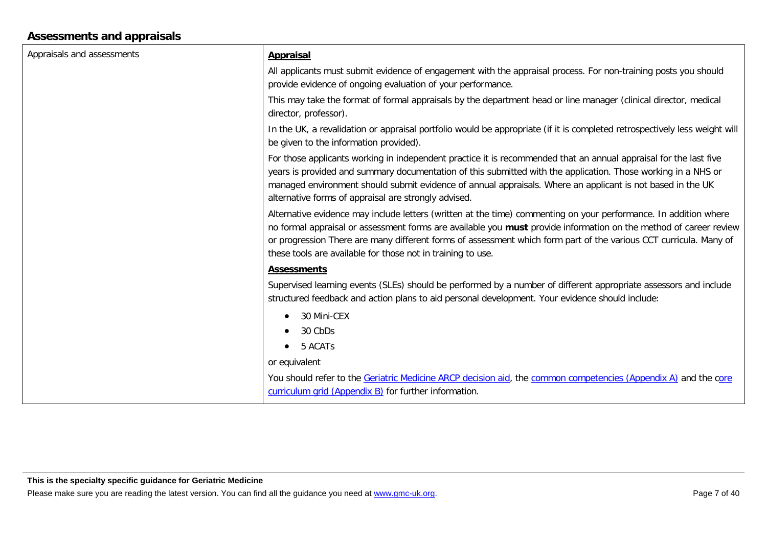## Assessments and appraisals

| Appraisals and assessments | **Appraisal**<br><br>All applicants must submit evidence of engagement with the appraisal process. For non-training posts you should provide evidence of ongoing evaluation of your performance.<br><br>This may take the format of formal appraisals by the department head or line manager (clinical director, medical director, professor).<br><br>In the UK, a revalidation or appraisal portfolio would be appropriate (if it is completed retrospectively less weight will be given to the information provided).<br><br>For those applicants working in independent practice it is recommended that an annual appraisal for the last five years is provided and summary documentation of this submitted with the application. Those working in a NHS or managed environment should submit evidence of annual appraisals. Where an applicant is not based in the UK alternative forms of appraisal are strongly advised.<br><br>Alternative evidence may include letters (written at the time) commenting on your performance. In addition where no formal appraisal or assessment forms are available you **must** provide information on the method of career review or progression There are many different forms of assessment which form part of the various CCT curricula. Many of these tools are available for those not in training to use.<br><br>**Assessments**<br><br>Supervised learning events (SLEs) should be performed by a number of different appropriate assessors and include structured feedback and action plans to aid personal development. Your evidence should include:<br><br>• 30 Mini-CEX<br>• 30 CbDs<br>• 5 ACATs<br><br>or equivalent<br><br>You should refer to the Geriatric Medicine ARCP decision aid, the common competencies (Appendix A) and the core curriculum grid (Appendix B) for further information. |
|---|---|

**This is the specialty specific guidance for Geriatric Medicine**

Please make sure you are reading the latest version. You can find all the guidance you need at www.gmc-uk.org.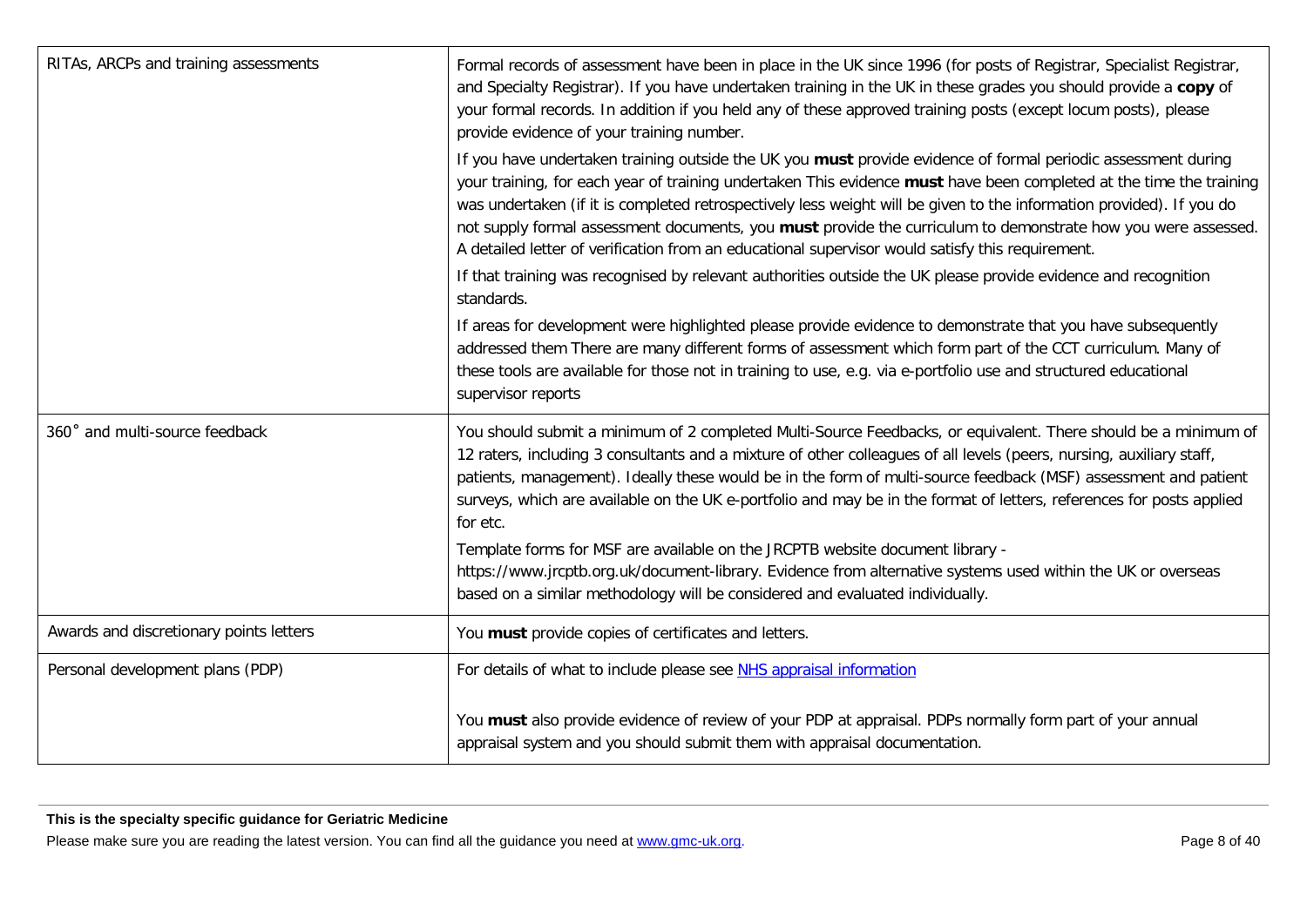| | |
|---|---|
| RITAs, ARCPs and training assessments | Formal records of assessment have been in place in the UK since 1996 (for posts of Registrar, Specialist Registrar, and Specialty Registrar). If you have undertaken training in the UK in these grades you should provide a **copy** of your formal records. In addition if you held any of these approved training posts (except locum posts), please provide evidence of your training number.<br><br>If you have undertaken training outside the UK you **must** provide evidence of formal periodic assessment during your training, for each year of training undertaken This evidence **must** have been completed at the time the training was undertaken (if it is completed retrospectively less weight will be given to the information provided). If you do not supply formal assessment documents, you **must** provide the curriculum to demonstrate how you were assessed. A detailed letter of verification from an educational supervisor would satisfy this requirement.<br><br>If that training was recognised by relevant authorities outside the UK please provide evidence and recognition standards.<br><br>If areas for development were highlighted please provide evidence to demonstrate that you have subsequently addressed them There are many different forms of assessment which form part of the CCT curriculum. Many of these tools are available for those not in training to use, e.g. via e-portfolio use and structured educational supervisor reports |
| 360˚ and multi-source feedback | You should submit a minimum of 2 completed Multi-Source Feedbacks, or equivalent. There should be a minimum of 12 raters, including 3 consultants and a mixture of other colleagues of all levels (peers, nursing, auxiliary staff, patients, management). Ideally these would be in the form of multi-source feedback (MSF) assessment and patient surveys, which are available on the UK e-portfolio and may be in the format of letters, references for posts applied for etc.<br><br>Template forms for MSF are available on the JRCPTB website document library - https://www.jrcptb.org.uk/document-library. Evidence from alternative systems used within the UK or overseas based on a similar methodology will be considered and evaluated individually. |
| Awards and discretionary points letters | You **must** provide copies of certificates and letters. |
| Personal development plans (PDP) | For details of what to include please see NHS appraisal information<br><br>You **must** also provide evidence of review of your PDP at appraisal. PDPs normally form part of your annual appraisal system and you should submit them with appraisal documentation. |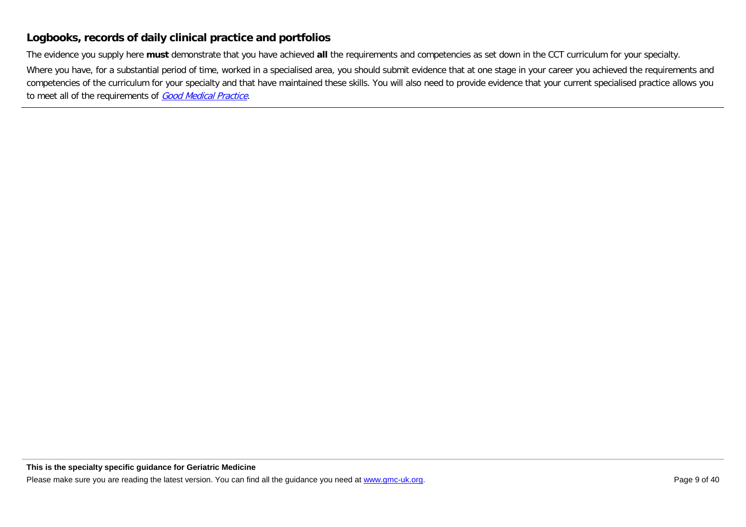## Logbooks, records of daily clinical practice and portfolios

The evidence you supply here **must** demonstrate that you have achieved **all** the requirements and competencies as set down in the CCT curriculum for your specialty.

Where you have, for a substantial period of time, worked in a specialised area, you should submit evidence that at one stage in your career you achieved the requirements and competencies of the curriculum for your specialty and that have maintained these skills. You will also need to provide evidence that your current specialised practice allows you to meet all of the requirements of *Good Medical Practice*.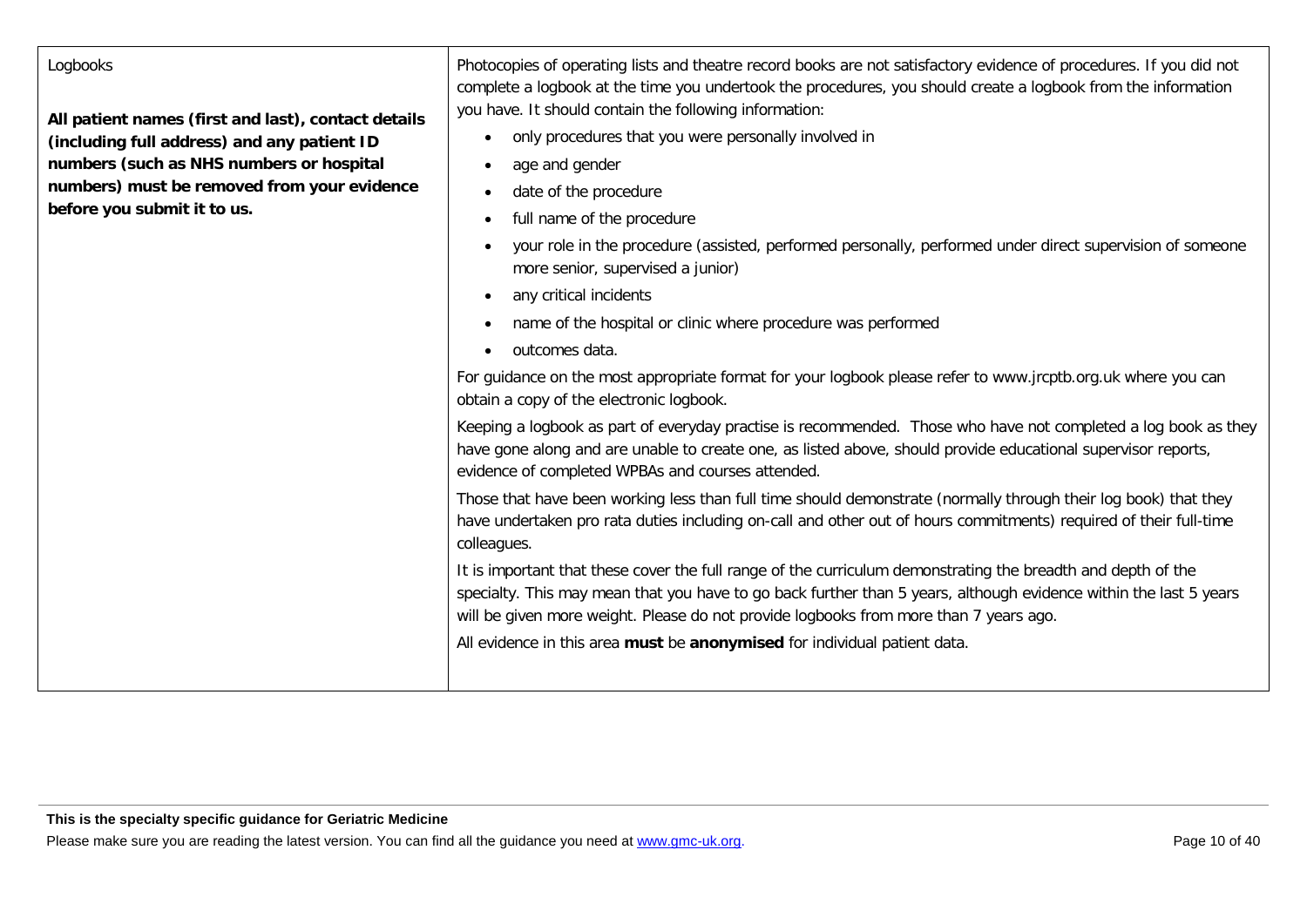| Logbooks<br><br>**All patient names (first and last), contact details (including full address) and any patient ID numbers (such as NHS numbers or hospital numbers) must be removed from your evidence before you submit it to us.** | Photocopies of operating lists and theatre record books are not satisfactory evidence of procedures. If you did not complete a logbook at the time you undertook the procedures, you should create a logbook from the information you have. It should contain the following information:<br>• only procedures that you were personally involved in<br>• age and gender<br>• date of the procedure<br>• full name of the procedure<br>• your role in the procedure (assisted, performed personally, performed under direct supervision of someone more senior, supervised a junior)<br>• any critical incidents<br>• name of the hospital or clinic where procedure was performed<br>• outcomes data.<br><br>For guidance on the most appropriate format for your logbook please refer to www.jrcptb.org.uk where you can obtain a copy of the electronic logbook.<br><br>Keeping a logbook as part of everyday practise is recommended. Those who have not completed a log book as they have gone along and are unable to create one, as listed above, should provide educational supervisor reports, evidence of completed WPBAs and courses attended.<br><br>Those that have been working less than full time should demonstrate (normally through their log book) that they have undertaken pro rata duties including on-call and other out of hours commitments) required of their full-time colleagues.<br><br>It is important that these cover the full range of the curriculum demonstrating the breadth and depth of the specialty. This may mean that you have to go back further than 5 years, although evidence within the last 5 years will be given more weight. Please do not provide logbooks from more than 7 years ago.<br><br>All evidence in this area **must** be **anonymised** for individual patient data. |
|---|---|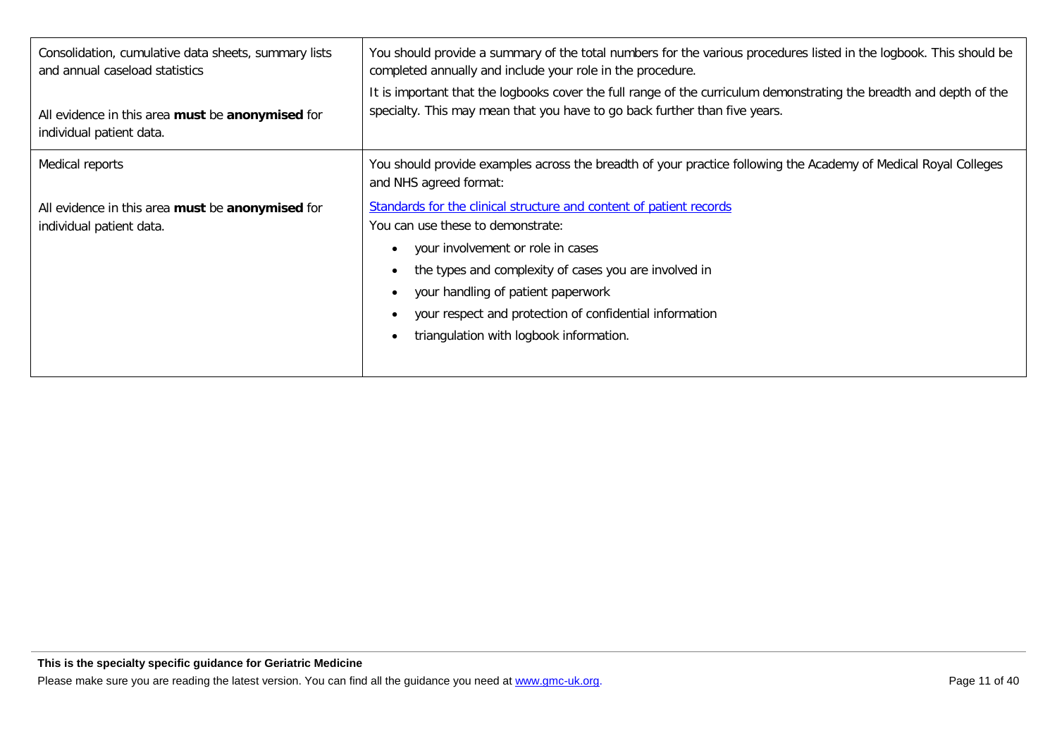| | |
|---|---|
| Consolidation, cumulative data sheets, summary lists and annual caseload statistics<br><br>All evidence in this area **must** be **anonymised** for individual patient data. | You should provide a summary of the total numbers for the various procedures listed in the logbook. This should be completed annually and include your role in the procedure.<br><br>It is important that the logbooks cover the full range of the curriculum demonstrating the breadth and depth of the specialty. This may mean that you have to go back further than five years. |
| Medical reports<br><br>All evidence in this area **must** be **anonymised** for individual patient data. | You should provide examples across the breadth of your practice following the Academy of Medical Royal Colleges and NHS agreed format:<br><br>[Standards for the clinical structure and content of patient records]<br>You can use these to demonstrate:<br><br>• your involvement or role in cases<br>• the types and complexity of cases you are involved in<br>• your handling of patient paperwork<br>• your respect and protection of confidential information<br>• triangulation with logbook information. |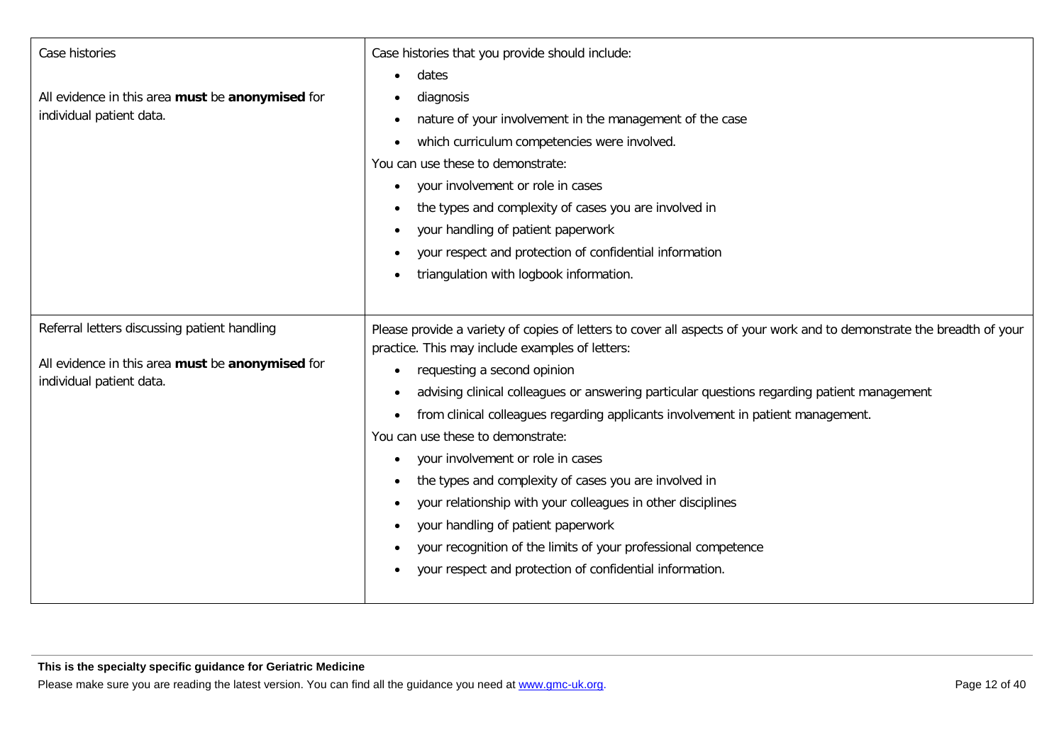| | |
|---|---|
| Case histories<br><br>All evidence in this area **must** be **anonymised** for individual patient data. | Case histories that you provide should include:<br>• dates<br>• diagnosis<br>• nature of your involvement in the management of the case<br>• which curriculum competencies were involved.<br>You can use these to demonstrate:<br>• your involvement or role in cases<br>• the types and complexity of cases you are involved in<br>• your handling of patient paperwork<br>• your respect and protection of confidential information<br>• triangulation with logbook information. |
| Referral letters discussing patient handling<br><br>All evidence in this area **must** be **anonymised** for individual patient data. | Please provide a variety of copies of letters to cover all aspects of your work and to demonstrate the breadth of your practice. This may include examples of letters:<br>• requesting a second opinion<br>• advising clinical colleagues or answering particular questions regarding patient management<br>• from clinical colleagues regarding applicants involvement in patient management.<br>You can use these to demonstrate:<br>• your involvement or role in cases<br>• the types and complexity of cases you are involved in<br>• your relationship with your colleagues in other disciplines<br>• your handling of patient paperwork<br>• your recognition of the limits of your professional competence<br>• your respect and protection of confidential information. |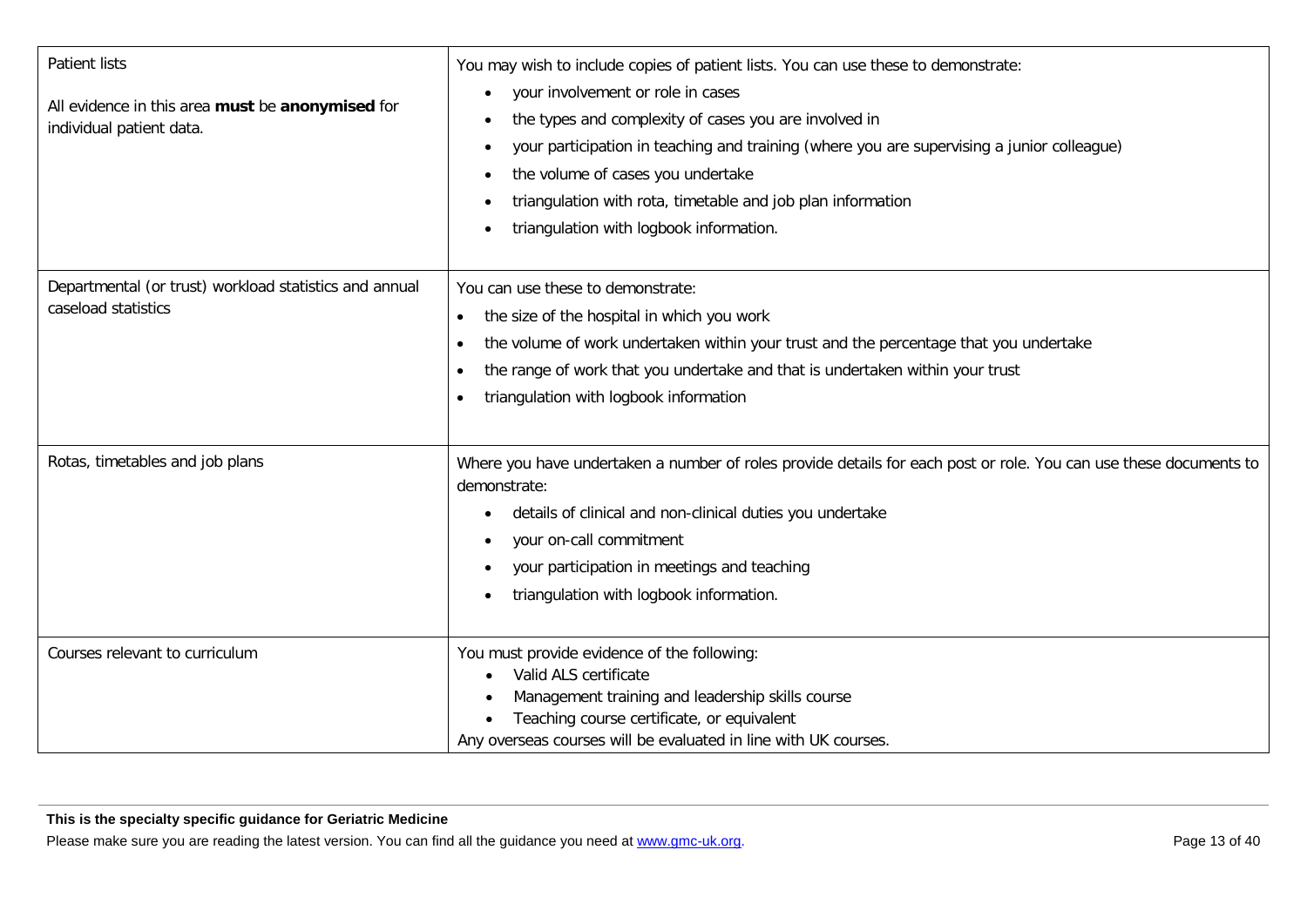| | |
|---|---|
| Patient lists<br><br>All evidence in this area **must** be **anonymised** for individual patient data. | You may wish to include copies of patient lists. You can use these to demonstrate:<br>• your involvement or role in cases<br>• the types and complexity of cases you are involved in<br>• your participation in teaching and training (where you are supervising a junior colleague)<br>• the volume of cases you undertake<br>• triangulation with rota, timetable and job plan information<br>• triangulation with logbook information. |
| Departmental (or trust) workload statistics and annual caseload statistics | You can use these to demonstrate:<br>• the size of the hospital in which you work<br>• the volume of work undertaken within your trust and the percentage that you undertake<br>• the range of work that you undertake and that is undertaken within your trust<br>• triangulation with logbook information |
| Rotas, timetables and job plans | Where you have undertaken a number of roles provide details for each post or role. You can use these documents to demonstrate:<br>• details of clinical and non-clinical duties you undertake<br>• your on-call commitment<br>• your participation in meetings and teaching<br>• triangulation with logbook information. |
| Courses relevant to curriculum | You must provide evidence of the following:<br>• Valid ALS certificate<br>• Management training and leadership skills course<br>• Teaching course certificate, or equivalent<br>Any overseas courses will be evaluated in line with UK courses. |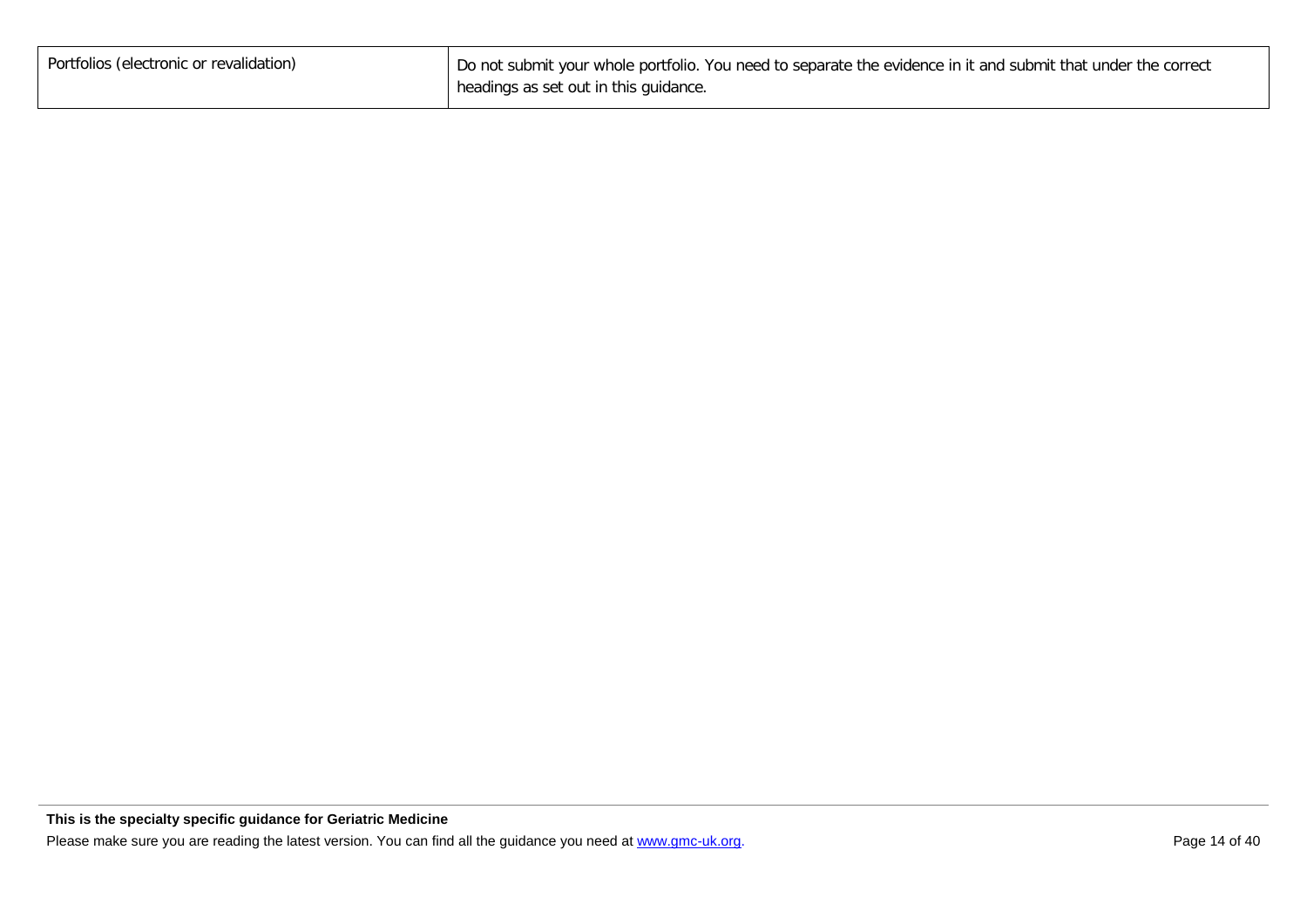| | |
|---|---|
| Portfolios (electronic or revalidation) | Do not submit your whole portfolio. You need to separate the evidence in it and submit that under the correct headings as set out in this guidance. |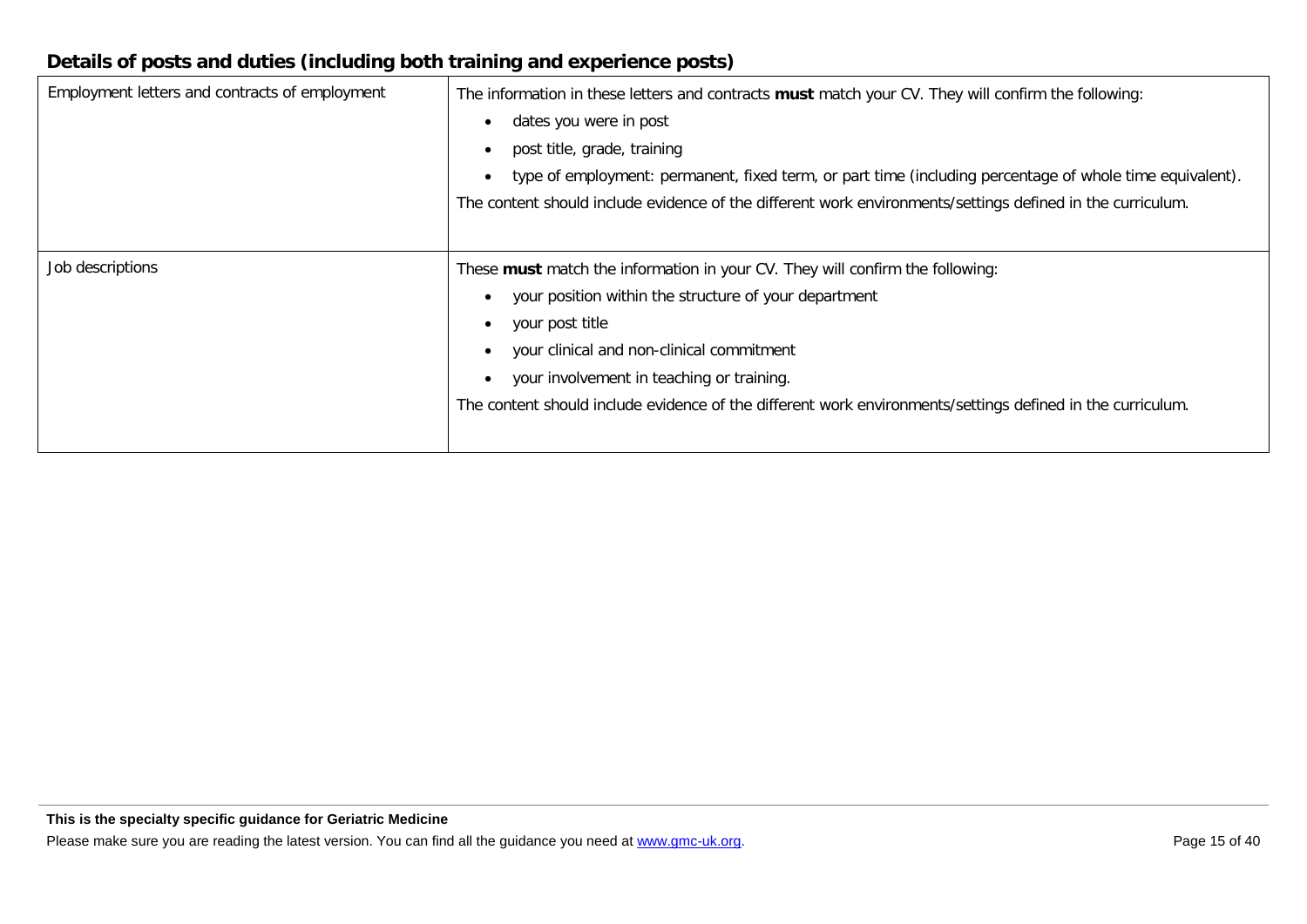## Details of posts and duties (including both training and experience posts)

| | |
|---|---|
| Employment letters and contracts of employment | The information in these letters and contracts **must** match your CV. They will confirm the following:<br>• dates you were in post<br>• post title, grade, training<br>• type of employment: permanent, fixed term, or part time (including percentage of whole time equivalent).<br>The content should include evidence of the different work environments/settings defined in the curriculum. |
| Job descriptions | These **must** match the information in your CV. They will confirm the following:<br>• your position within the structure of your department<br>• your post title<br>• your clinical and non-clinical commitment<br>• your involvement in teaching or training.<br>The content should include evidence of the different work environments/settings defined in the curriculum. |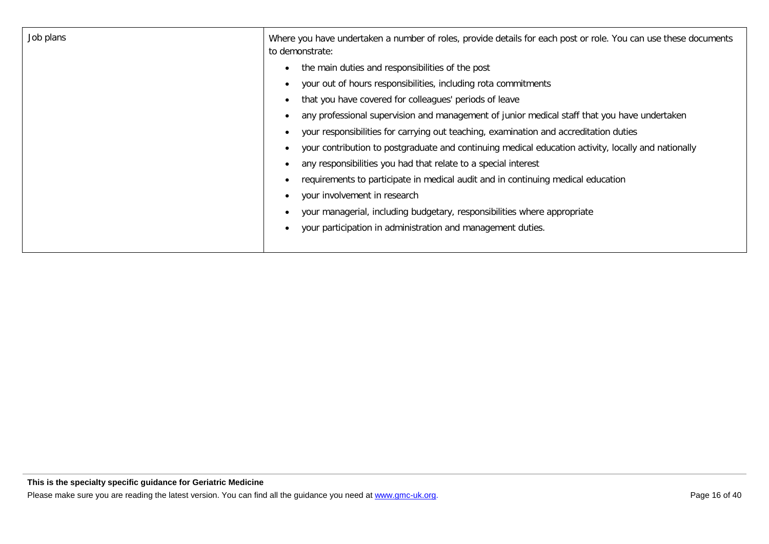| Job plans | Where you have undertaken a number of roles, provide details for each post or role. You can use these documents to demonstrate:<br><br>• the main duties and responsibilities of the post<br>• your out of hours responsibilities, including rota commitments<br>• that you have covered for colleagues' periods of leave<br>• any professional supervision and management of junior medical staff that you have undertaken<br>• your responsibilities for carrying out teaching, examination and accreditation duties<br>• your contribution to postgraduate and continuing medical education activity, locally and nationally<br>• any responsibilities you had that relate to a special interest<br>• requirements to participate in medical audit and in continuing medical education<br>• your involvement in research<br>• your managerial, including budgetary, responsibilities where appropriate<br>• your participation in administration and management duties. |
|---|---|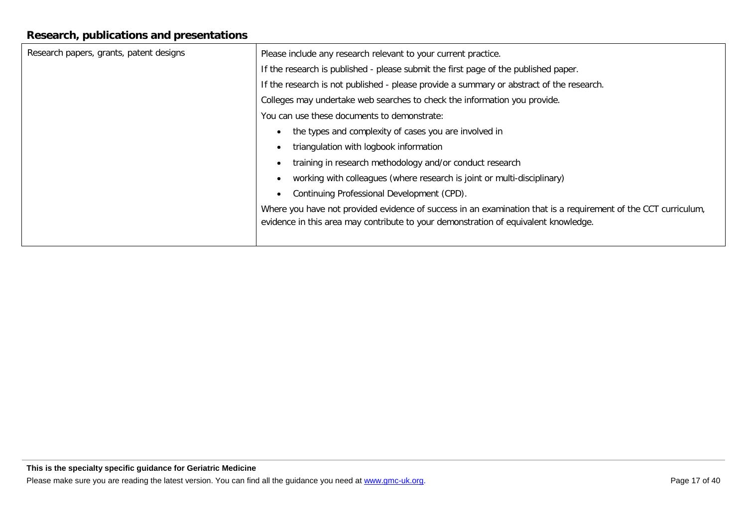## Research, publications and presentations

| Research papers, grants, patent designs | Please include any research relevant to your current practice.<br>If the research is published - please submit the first page of the published paper.<br>If the research is not published - please provide a summary or abstract of the research.<br>Colleges may undertake web searches to check the information you provide.<br>You can use these documents to demonstrate:<br>• the types and complexity of cases you are involved in<br>• triangulation with logbook information<br>• training in research methodology and/or conduct research<br>• working with colleagues (where research is joint or multi-disciplinary)<br>• Continuing Professional Development (CPD).<br>Where you have not provided evidence of success in an examination that is a requirement of the CCT curriculum, evidence in this area may contribute to your demonstration of equivalent knowledge. |
|---|---|

**This is the specialty specific guidance for Geriatric Medicine**

Please make sure you are reading the latest version. You can find all the guidance you need at www.gmc-uk.org.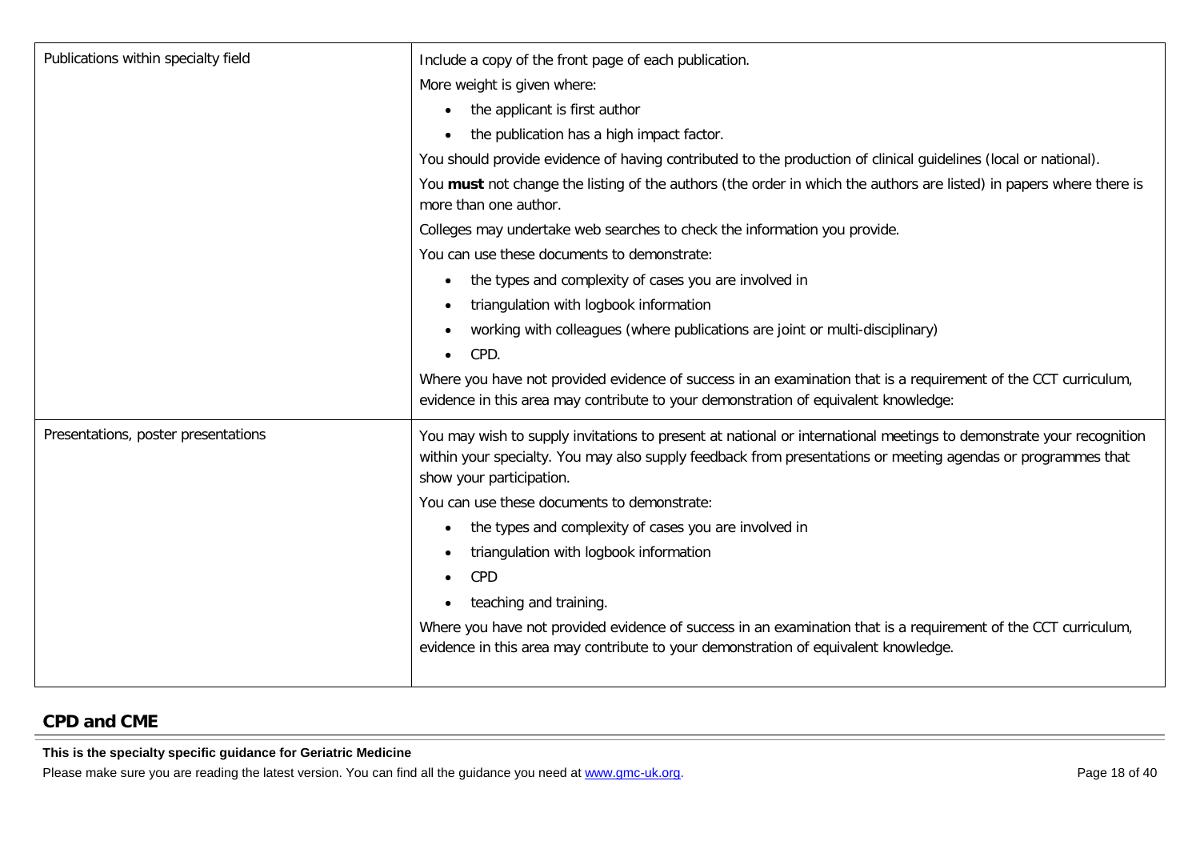| | |
|---|---|
| Publications within specialty field | Include a copy of the front page of each publication.<br>More weight is given where:<br>• the applicant is first author<br>• the publication has a high impact factor.<br>You should provide evidence of having contributed to the production of clinical guidelines (local or national).<br>You **must** not change the listing of the authors (the order in which the authors are listed) in papers where there is more than one author.<br>Colleges may undertake web searches to check the information you provide.<br>You can use these documents to demonstrate:<br>• the types and complexity of cases you are involved in<br>• triangulation with logbook information<br>• working with colleagues (where publications are joint or multi-disciplinary)<br>• CPD.<br>Where you have not provided evidence of success in an examination that is a requirement of the CCT curriculum, evidence in this area may contribute to your demonstration of equivalent knowledge: |
| Presentations, poster presentations | You may wish to supply invitations to present at national or international meetings to demonstrate your recognition within your specialty. You may also supply feedback from presentations or meeting agendas or programmes that show your participation.<br>You can use these documents to demonstrate:<br>• the types and complexity of cases you are involved in<br>• triangulation with logbook information<br>• CPD<br>• teaching and training.<br>Where you have not provided evidence of success in an examination that is a requirement of the CCT curriculum, evidence in this area may contribute to your demonstration of equivalent knowledge. |

## CPD and CME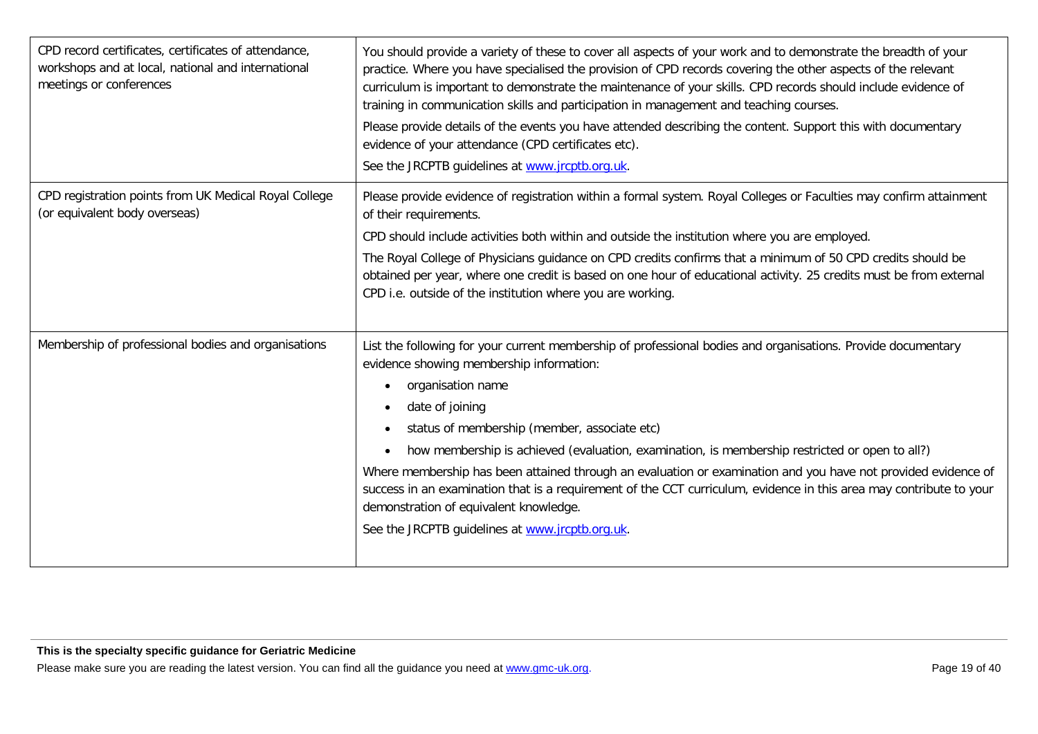| | |
|---|---|
| CPD record certificates, certificates of attendance, workshops and at local, national and international meetings or conferences | You should provide a variety of these to cover all aspects of your work and to demonstrate the breadth of your practice. Where you have specialised the provision of CPD records covering the other aspects of the relevant curriculum is important to demonstrate the maintenance of your skills. CPD records should include evidence of training in communication skills and participation in management and teaching courses.<br><br>Please provide details of the events you have attended describing the content. Support this with documentary evidence of your attendance (CPD certificates etc).<br><br>See the JRCPTB guidelines at [www.jrcptb.org.uk](www.jrcptb.org.uk). |
| CPD registration points from UK Medical Royal College (or equivalent body overseas) | Please provide evidence of registration within a formal system. Royal Colleges or Faculties may confirm attainment of their requirements.<br><br>CPD should include activities both within and outside the institution where you are employed.<br><br>The Royal College of Physicians guidance on CPD credits confirms that a minimum of 50 CPD credits should be obtained per year, where one credit is based on one hour of educational activity. 25 credits must be from external CPD i.e. outside of the institution where you are working. |
| Membership of professional bodies and organisations | List the following for your current membership of professional bodies and organisations. Provide documentary evidence showing membership information:<br><br>• organisation name<br>• date of joining<br>• status of membership (member, associate etc)<br>• how membership is achieved (evaluation, examination, is membership restricted or open to all?)<br><br>Where membership has been attained through an evaluation or examination and you have not provided evidence of success in an examination that is a requirement of the CCT curriculum, evidence in this area may contribute to your demonstration of equivalent knowledge.<br><br>See the JRCPTB guidelines at [www.jrcptb.org.uk](www.jrcptb.org.uk). |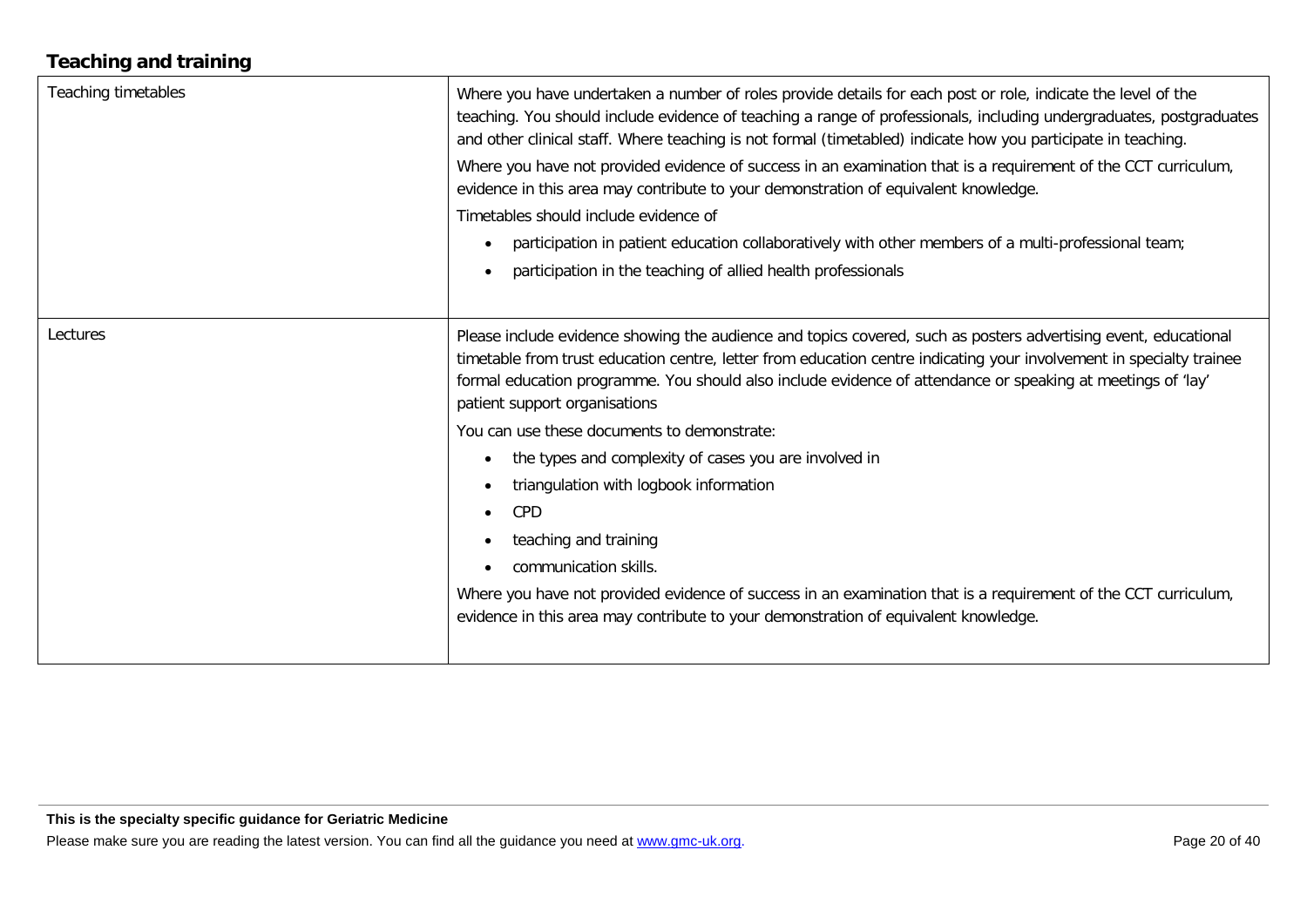## Teaching and training

| | |
|---|---|
| Teaching timetables | Where you have undertaken a number of roles provide details for each post or role, indicate the level of the teaching. You should include evidence of teaching a range of professionals, including undergraduates, postgraduates and other clinical staff. Where teaching is not formal (timetabled) indicate how you participate in teaching.<br><br>Where you have not provided evidence of success in an examination that is a requirement of the CCT curriculum, evidence in this area may contribute to your demonstration of equivalent knowledge.<br><br>Timetables should include evidence of<br><br>• participation in patient education collaboratively with other members of a multi-professional team;<br>• participation in the teaching of allied health professionals |
| Lectures | Please include evidence showing the audience and topics covered, such as posters advertising event, educational timetable from trust education centre, letter from education centre indicating your involvement in specialty trainee formal education programme. You should also include evidence of attendance or speaking at meetings of 'lay' patient support organisations<br><br>You can use these documents to demonstrate:<br><br>• the types and complexity of cases you are involved in<br>• triangulation with logbook information<br>• CPD<br>• teaching and training<br>• communication skills.<br><br>Where you have not provided evidence of success in an examination that is a requirement of the CCT curriculum, evidence in this area may contribute to your demonstration of equivalent knowledge. |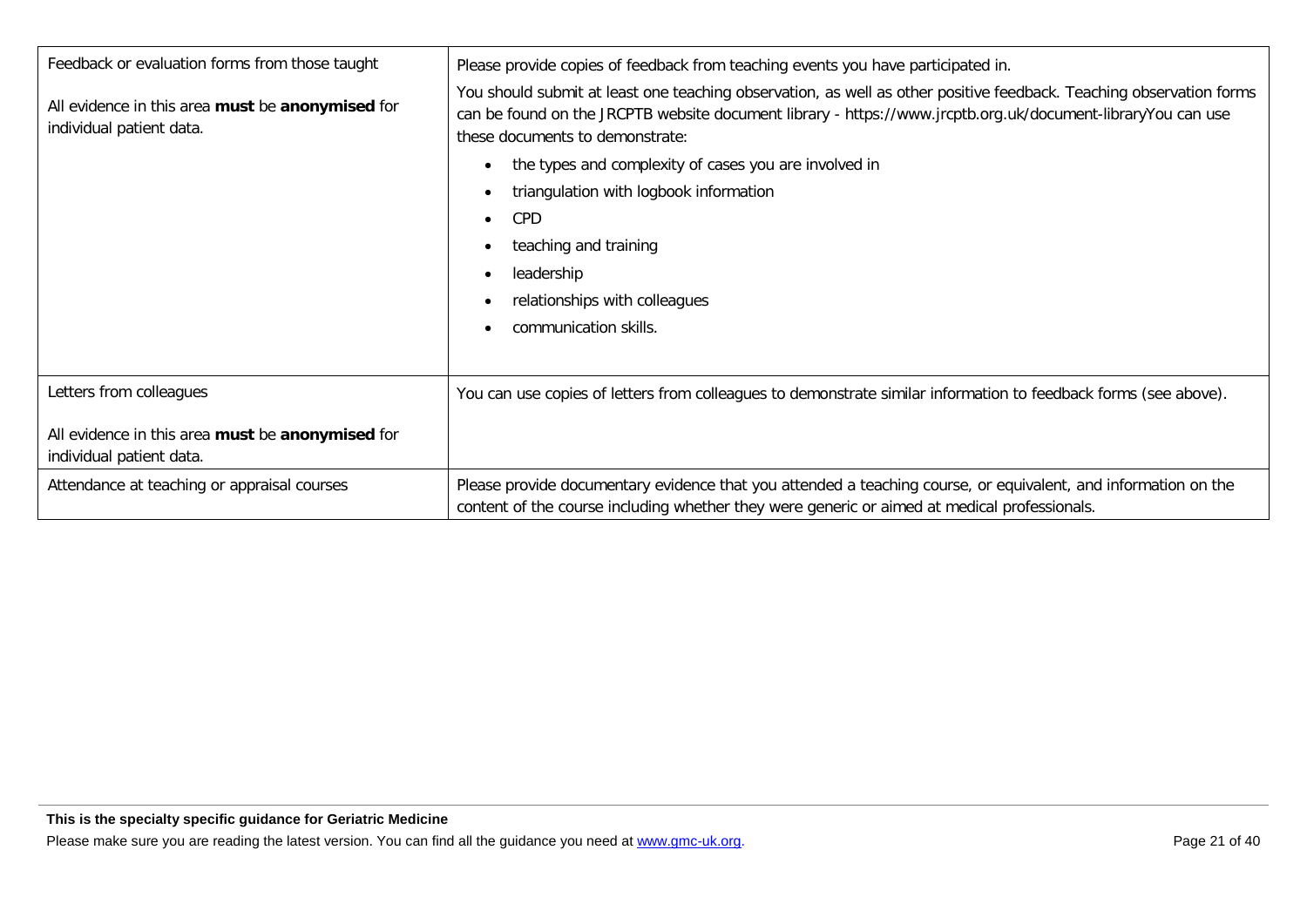| | |
|---|---|
| Feedback or evaluation forms from those taught<br><br>All evidence in this area **must** be **anonymised** for individual patient data. | Please provide copies of feedback from teaching events you have participated in.<br><br>You should submit at least one teaching observation, as well as other positive feedback. Teaching observation forms can be found on the JRCPTB website document library - https://www.jrcptb.org.uk/document-libraryYou can use these documents to demonstrate:<br><br>• the types and complexity of cases you are involved in<br>• triangulation with logbook information<br>• CPD<br>• teaching and training<br>• leadership<br>• relationships with colleagues<br>• communication skills. |
| Letters from colleagues<br><br>All evidence in this area **must** be **anonymised** for individual patient data. | You can use copies of letters from colleagues to demonstrate similar information to feedback forms (see above). |
| Attendance at teaching or appraisal courses | Please provide documentary evidence that you attended a teaching course, or equivalent, and information on the content of the course including whether they were generic or aimed at medical professionals. |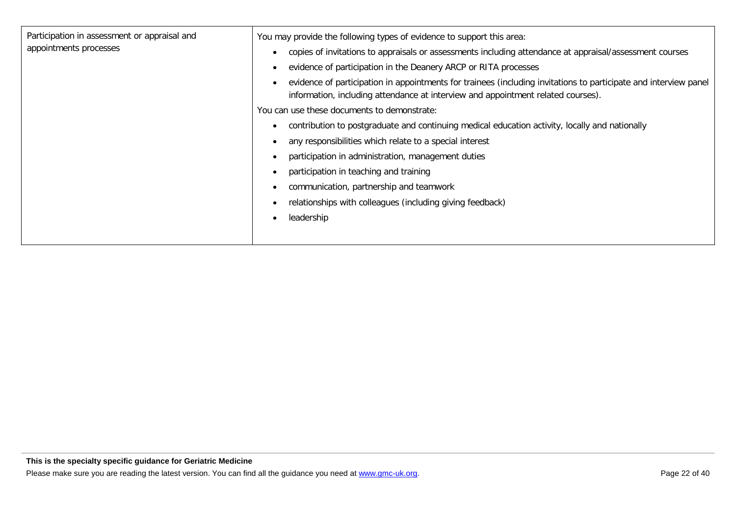| | |
|---|---|
| Participation in assessment or appraisal and appointments processes | You may provide the following types of evidence to support this area:<br>• copies of invitations to appraisals or assessments including attendance at appraisal/assessment courses<br>• evidence of participation in the Deanery ARCP or RITA processes<br>• evidence of participation in appointments for trainees (including invitations to participate and interview panel information, including attendance at interview and appointment related courses).<br>You can use these documents to demonstrate:<br>• contribution to postgraduate and continuing medical education activity, locally and nationally<br>• any responsibilities which relate to a special interest<br>• participation in administration, management duties<br>• participation in teaching and training<br>• communication, partnership and teamwork<br>• relationships with colleagues (including giving feedback)<br>• leadership |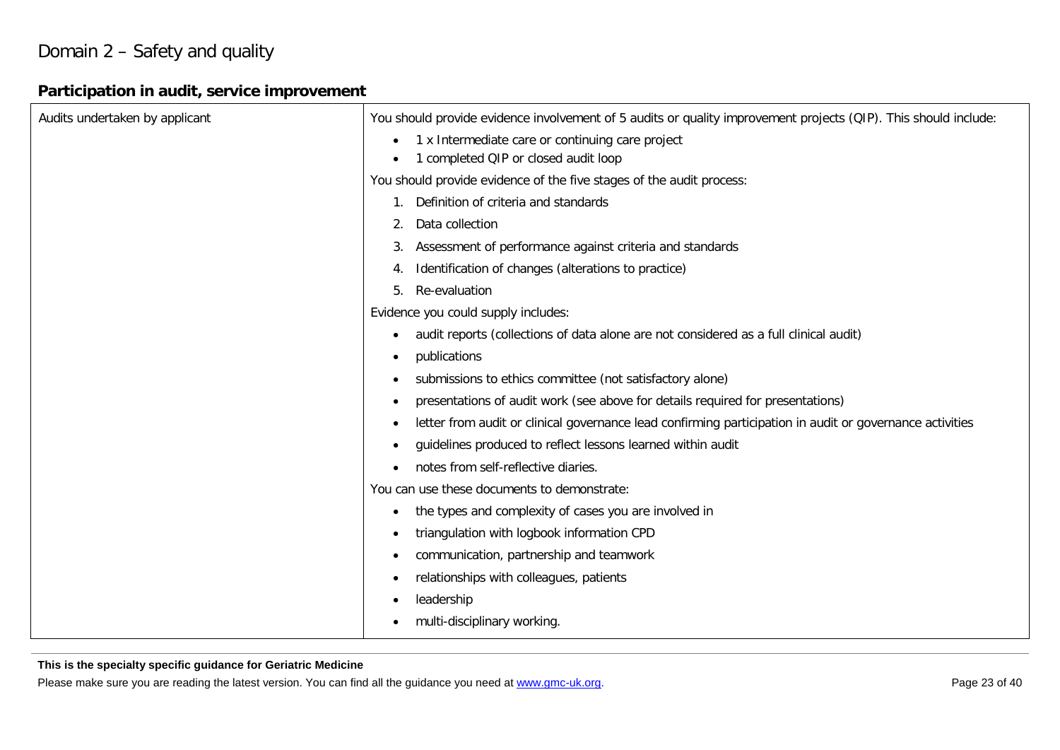# Domain 2 – Safety and quality

## Participation in audit, service improvement

| | |
|---|---|
| Audits undertaken by applicant | You should provide evidence involvement of 5 audits or quality improvement projects (QIP). This should include:<br>• 1 x Intermediate care or continuing care project<br>• 1 completed QIP or closed audit loop<br>You should provide evidence of the five stages of the audit process:<br>1. Definition of criteria and standards<br>2. Data collection<br>3. Assessment of performance against criteria and standards<br>4. Identification of changes (alterations to practice)<br>5. Re-evaluation<br>Evidence you could supply includes:<br>• audit reports (collections of data alone are not considered as a full clinical audit)<br>• publications<br>• submissions to ethics committee (not satisfactory alone)<br>• presentations of audit work (see above for details required for presentations)<br>• letter from audit or clinical governance lead confirming participation in audit or governance activities<br>• guidelines produced to reflect lessons learned within audit<br>• notes from self-reflective diaries.<br>You can use these documents to demonstrate:<br>• the types and complexity of cases you are involved in<br>• triangulation with logbook information CPD<br>• communication, partnership and teamwork<br>• relationships with colleagues, patients<br>• leadership<br>• multi-disciplinary working. |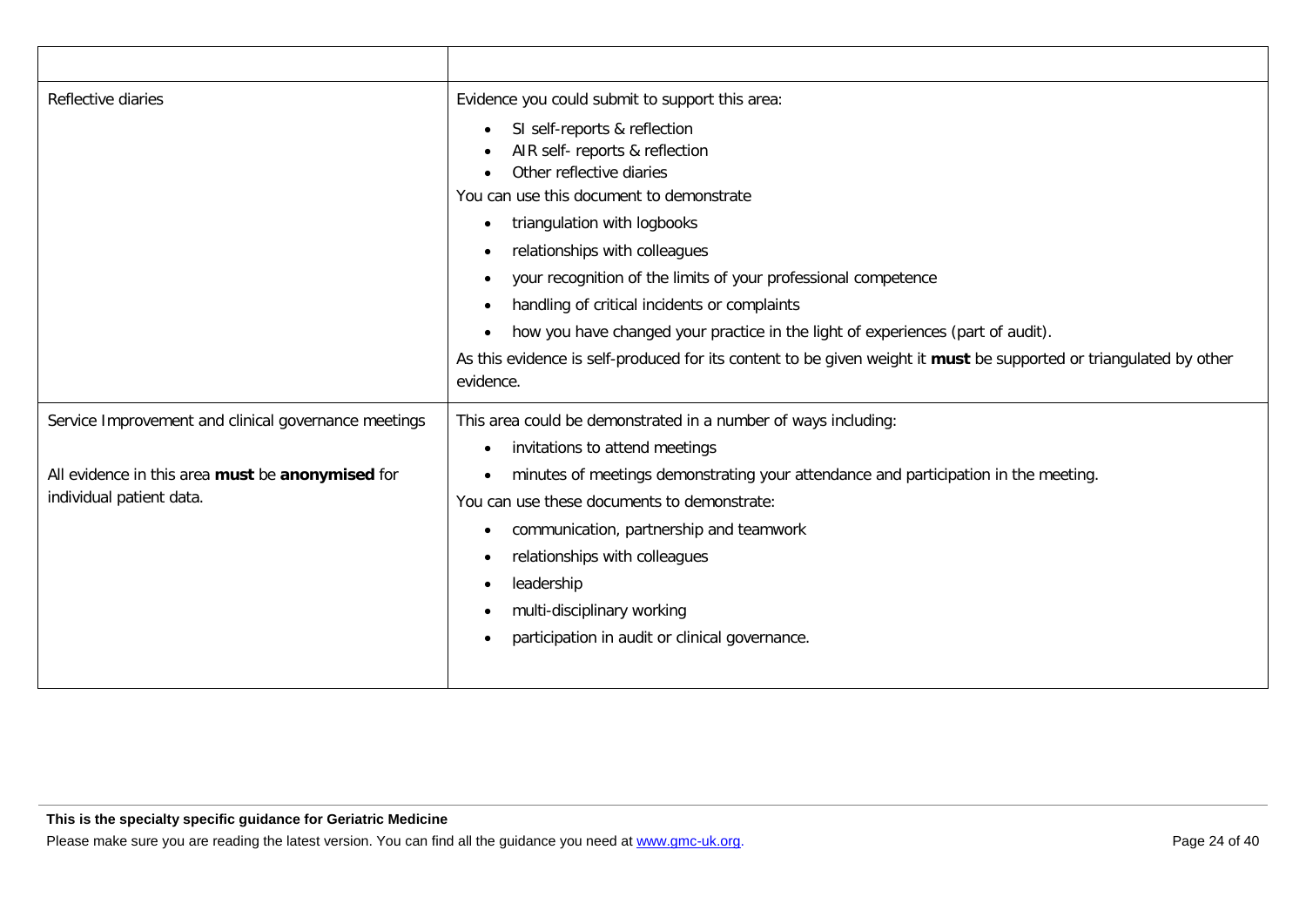| | |
|---|---|
| Reflective diaries | Evidence you could submit to support this area:<br>• SI self-reports & reflection<br>• AIR self- reports & reflection<br>• Other reflective diaries<br>You can use this document to demonstrate<br>• triangulation with logbooks<br>• relationships with colleagues<br>• your recognition of the limits of your professional competence<br>• handling of critical incidents or complaints<br>• how you have changed your practice in the light of experiences (part of audit).<br>As this evidence is self-produced for its content to be given weight it **must** be supported or triangulated by other evidence. |
| Service Improvement and clinical governance meetings<br><br>All evidence in this area **must** be **anonymised** for individual patient data. | This area could be demonstrated in a number of ways including:<br>• invitations to attend meetings<br>• minutes of meetings demonstrating your attendance and participation in the meeting.<br>You can use these documents to demonstrate:<br>• communication, partnership and teamwork<br>• relationships with colleagues<br>• leadership<br>• multi-disciplinary working<br>• participation in audit or clinical governance. |

**This is the specialty specific guidance for Geriatric Medicine**

Please make sure you are reading the latest version. You can find all the guidance you need at www.gmc-uk.org.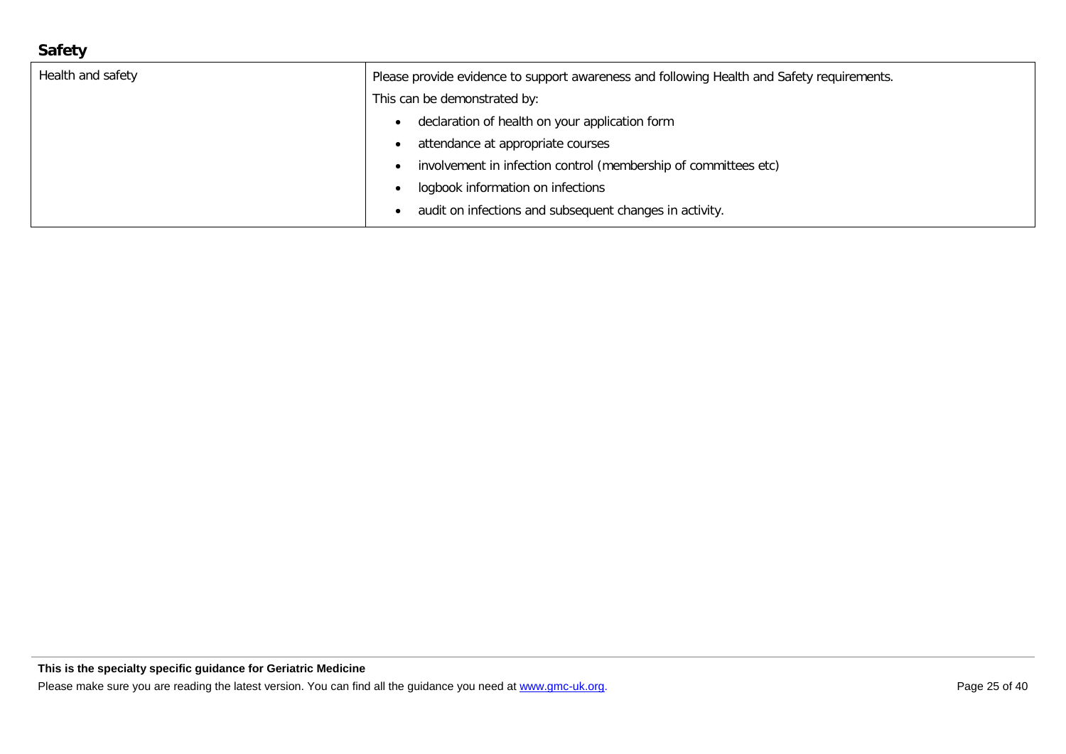## Safety

| | |
|---|---|
| Health and safety | Please provide evidence to support awareness and following Health and Safety requirements.<br>This can be demonstrated by:<br>• declaration of health on your application form<br>• attendance at appropriate courses<br>• involvement in infection control (membership of committees etc)<br>• logbook information on infections<br>• audit on infections and subsequent changes in activity. |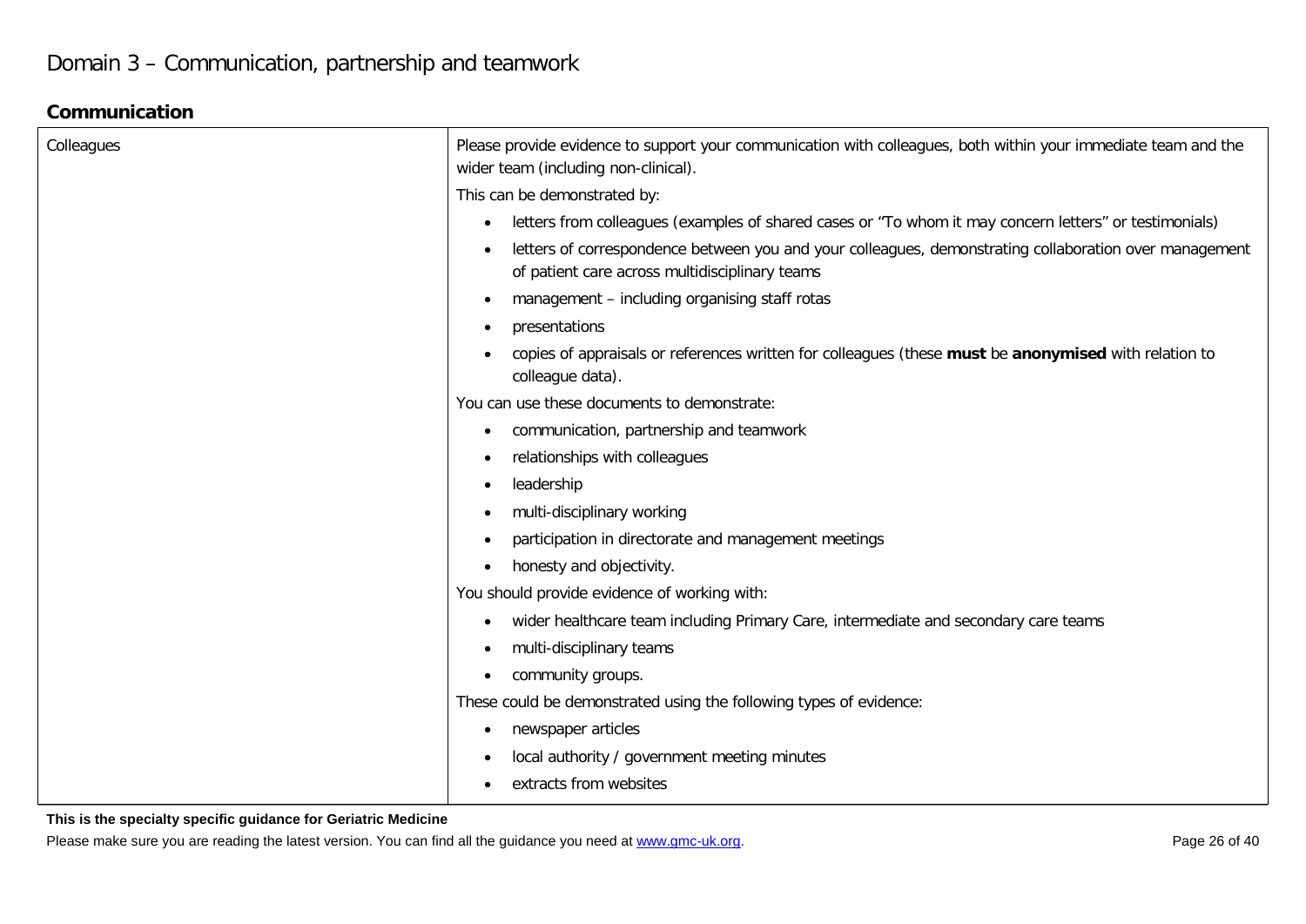# Domain 3 – Communication, partnership and teamwork

## Communication

| | |
|---|---|
| Colleagues | Please provide evidence to support your communication with colleagues, both within your immediate team and the wider team (including non-clinical).<br><br>This can be demonstrated by:<br><br>• letters from colleagues (examples of shared cases or "To whom it may concern letters" or testimonials)<br>• letters of correspondence between you and your colleagues, demonstrating collaboration over management of patient care across multidisciplinary teams<br>• management – including organising staff rotas<br>• presentations<br>• copies of appraisals or references written for colleagues (these **must** be **anonymised** with relation to colleague data).<br><br>You can use these documents to demonstrate:<br><br>• communication, partnership and teamwork<br>• relationships with colleagues<br>• leadership<br>• multi-disciplinary working<br>• participation in directorate and management meetings<br>• honesty and objectivity.<br><br>You should provide evidence of working with:<br><br>• wider healthcare team including Primary Care, intermediate and secondary care teams<br>• multi-disciplinary teams<br>• community groups.<br><br>These could be demonstrated using the following types of evidence:<br><br>• newspaper articles<br>• local authority / government meeting minutes<br>• extracts from websites |

**This is the specialty specific guidance for Geriatric Medicine**

Please make sure you are reading the latest version. You can find all the guidance you need at www.gmc-uk.org.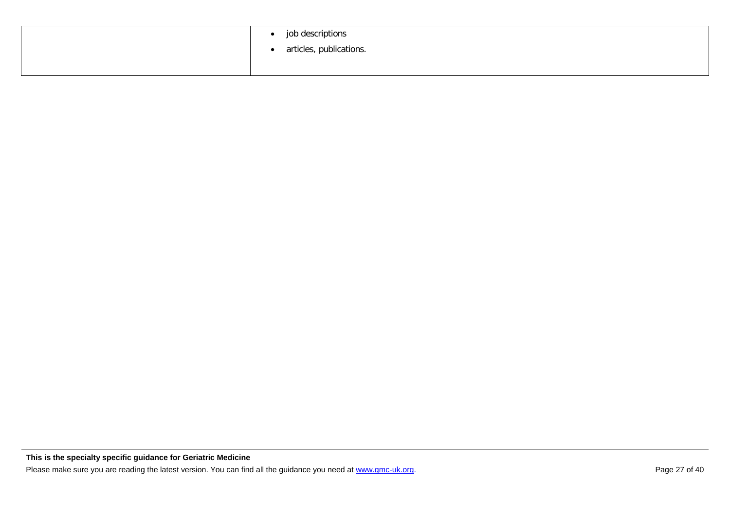| | |
|---|---|
| | • job descriptions<br>• articles, publications. |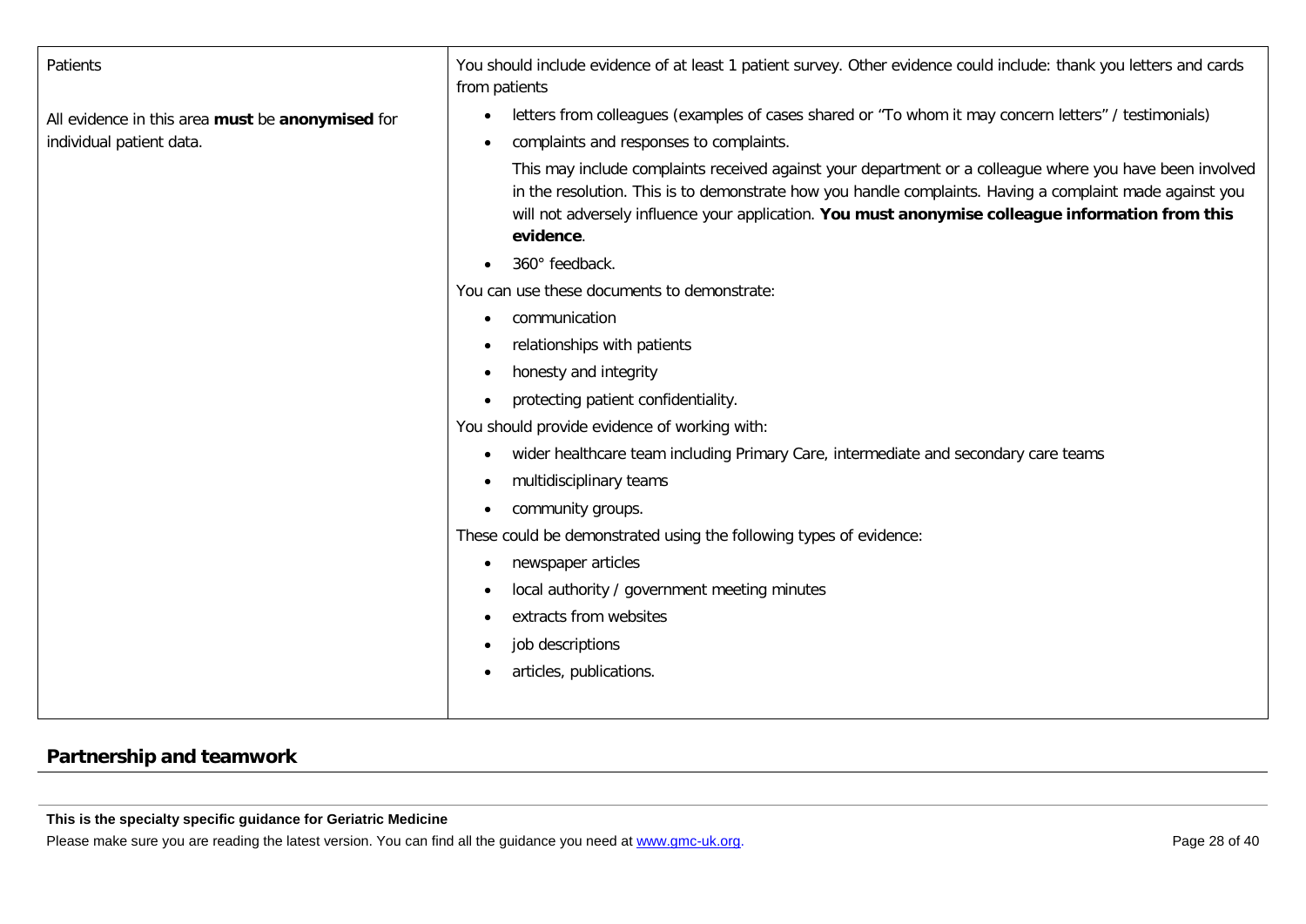| Patients<br><br>All evidence in this area **must** be **anonymised** for individual patient data. | You should include evidence of at least 1 patient survey. Other evidence could include: thank you letters and cards from patients<br><br>• letters from colleagues (examples of cases shared or "To whom it may concern letters" / testimonials)<br>• complaints and responses to complaints.<br>This may include complaints received against your department or a colleague where you have been involved in the resolution. This is to demonstrate how you handle complaints. Having a complaint made against you will not adversely influence your application. **You must anonymise colleague information from this evidence**.<br>• 360° feedback.<br><br>You can use these documents to demonstrate:<br><br>• communication<br>• relationships with patients<br>• honesty and integrity<br>• protecting patient confidentiality.<br><br>You should provide evidence of working with:<br><br>• wider healthcare team including Primary Care, intermediate and secondary care teams<br>• multidisciplinary teams<br>• community groups.<br><br>These could be demonstrated using the following types of evidence:<br><br>• newspaper articles<br>• local authority / government meeting minutes<br>• extracts from websites<br>• job descriptions<br>• articles, publications. |
|---|---|

## Partnership and teamwork

**This is the specialty specific guidance for Geriatric Medicine**

Please make sure you are reading the latest version. You can find all the guidance you need at www.gmc-uk.org.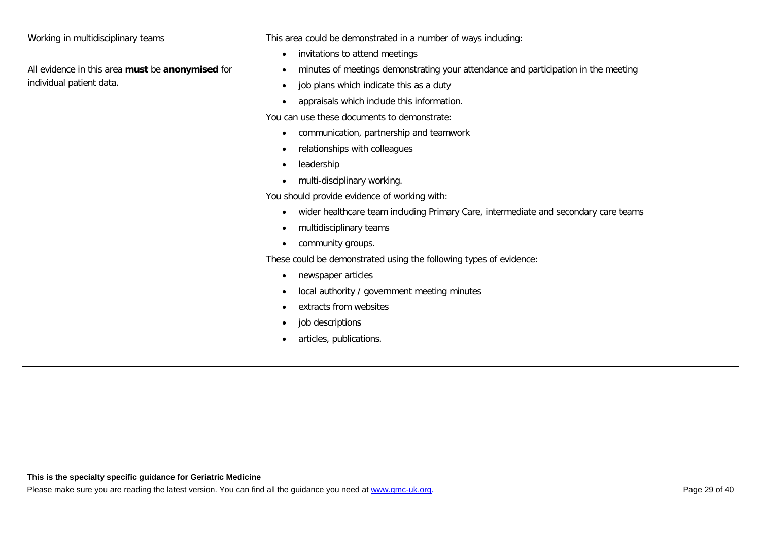| | |
|---|---|
| Working in multidisciplinary teams<br><br>All evidence in this area **must** be **anonymised** for individual patient data. | This area could be demonstrated in a number of ways including:<br>• invitations to attend meetings<br>• minutes of meetings demonstrating your attendance and participation in the meeting<br>• job plans which indicate this as a duty<br>• appraisals which include this information.<br>You can use these documents to demonstrate:<br>• communication, partnership and teamwork<br>• relationships with colleagues<br>• leadership<br>• multi-disciplinary working.<br>You should provide evidence of working with:<br>• wider healthcare team including Primary Care, intermediate and secondary care teams<br>• multidisciplinary teams<br>• community groups.<br>These could be demonstrated using the following types of evidence:<br>• newspaper articles<br>• local authority / government meeting minutes<br>• extracts from websites<br>• job descriptions<br>• articles, publications. |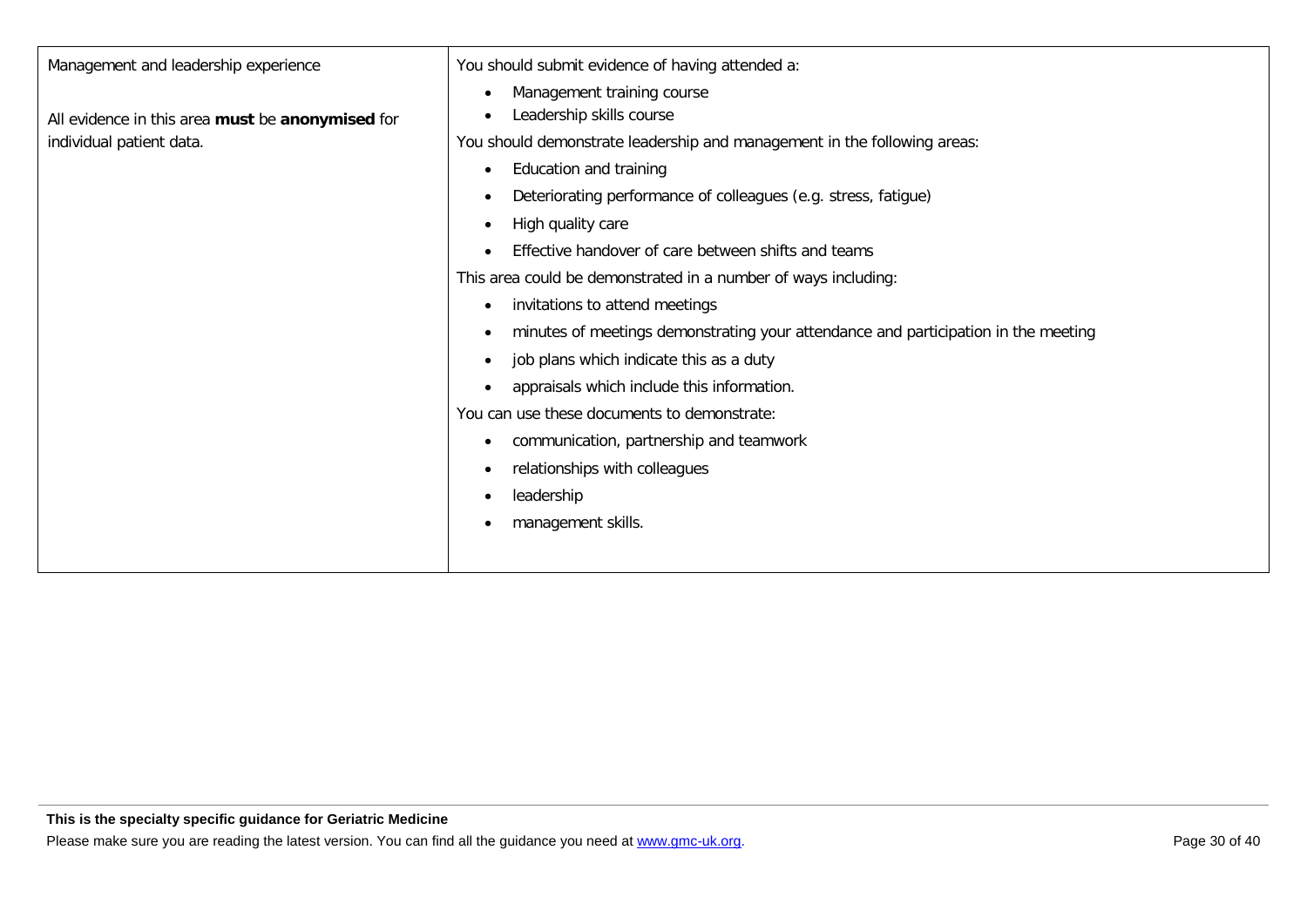| | |
|---|---|
| Management and leadership experience<br><br>All evidence in this area **must** be **anonymised** for individual patient data. | You should submit evidence of having attended a:<br>• Management training course<br>• Leadership skills course<br>You should demonstrate leadership and management in the following areas:<br>• Education and training<br>• Deteriorating performance of colleagues (e.g. stress, fatigue)<br>• High quality care<br>• Effective handover of care between shifts and teams<br>This area could be demonstrated in a number of ways including:<br>• invitations to attend meetings<br>• minutes of meetings demonstrating your attendance and participation in the meeting<br>• job plans which indicate this as a duty<br>• appraisals which include this information.<br>You can use these documents to demonstrate:<br>• communication, partnership and teamwork<br>• relationships with colleagues<br>• leadership<br>• management skills. |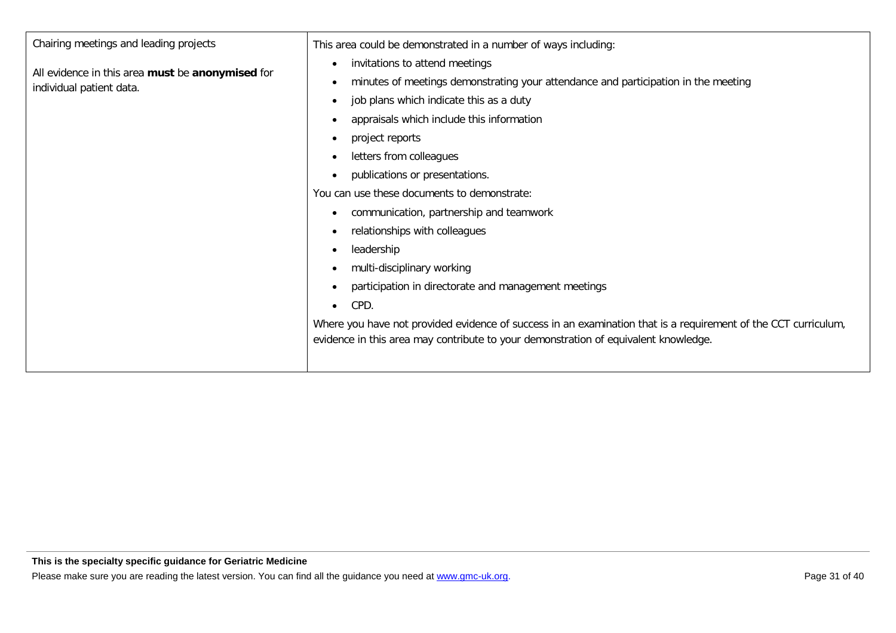| | |
|---|---|
| Chairing meetings and leading projects<br><br>All evidence in this area **must** be **anonymised** for individual patient data. | This area could be demonstrated in a number of ways including:<br>• invitations to attend meetings<br>• minutes of meetings demonstrating your attendance and participation in the meeting<br>• job plans which indicate this as a duty<br>• appraisals which include this information<br>• project reports<br>• letters from colleagues<br>• publications or presentations.<br>You can use these documents to demonstrate:<br>• communication, partnership and teamwork<br>• relationships with colleagues<br>• leadership<br>• multi-disciplinary working<br>• participation in directorate and management meetings<br>• CPD.<br>Where you have not provided evidence of success in an examination that is a requirement of the CCT curriculum, evidence in this area may contribute to your demonstration of equivalent knowledge. |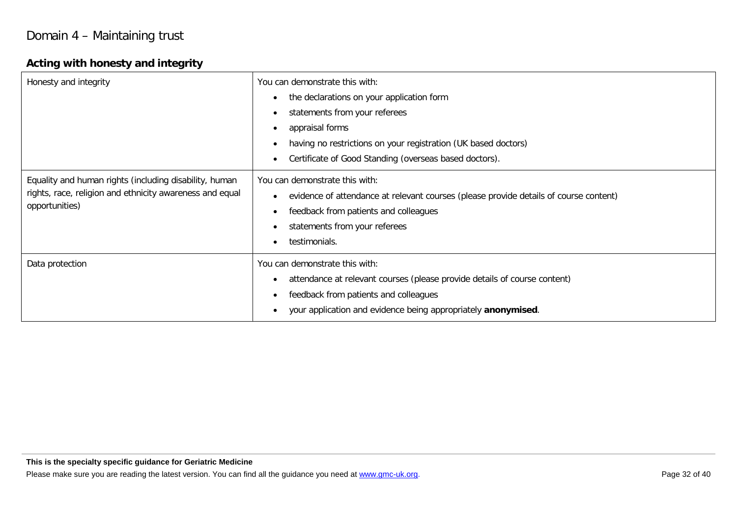# Domain 4 – Maintaining trust

## Acting with honesty and integrity

| | |
|---|---|
| Honesty and integrity | You can demonstrate this with:<br>• the declarations on your application form<br>• statements from your referees<br>• appraisal forms<br>• having no restrictions on your registration (UK based doctors)<br>• Certificate of Good Standing (overseas based doctors). |
| Equality and human rights (including disability, human rights, race, religion and ethnicity awareness and equal opportunities) | You can demonstrate this with:<br>• evidence of attendance at relevant courses (please provide details of course content)<br>• feedback from patients and colleagues<br>• statements from your referees<br>• testimonials. |
| Data protection | You can demonstrate this with:<br>• attendance at relevant courses (please provide details of course content)<br>• feedback from patients and colleagues<br>• your application and evidence being appropriately **anonymised**. |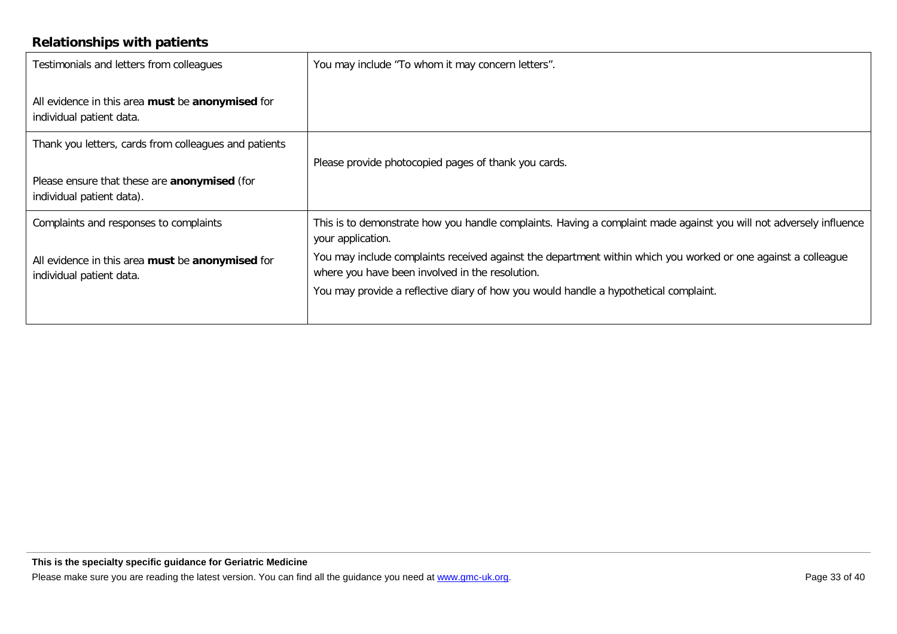## Relationships with patients

| | |
|---|---|
| Testimonials and letters from colleagues<br><br>All evidence in this area **must** be **anonymised** for individual patient data. | You may include "To whom it may concern letters". |
| Thank you letters, cards from colleagues and patients<br><br>Please ensure that these are **anonymised** (for individual patient data). | Please provide photocopied pages of thank you cards. |
| Complaints and responses to complaints<br><br>All evidence in this area **must** be **anonymised** for individual patient data. | This is to demonstrate how you handle complaints. Having a complaint made against you will not adversely influence your application.<br><br>You may include complaints received against the department within which you worked or one against a colleague where you have been involved in the resolution.<br><br>You may provide a reflective diary of how you would handle a hypothetical complaint. |

**This is the specialty specific guidance for Geriatric Medicine**

Please make sure you are reading the latest version. You can find all the guidance you need at www.gmc-uk.org.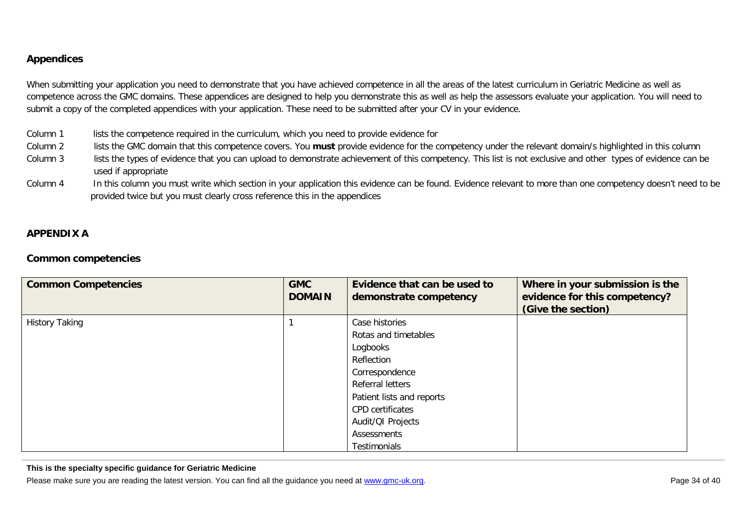## Appendices

When submitting your application you need to demonstrate that you have achieved competence in all the areas of the latest curriculum in Geriatric Medicine as well as competence across the GMC domains. These appendices are designed to help you demonstrate this as well as help the assessors evaluate your application. You will need to submit a copy of the completed appendices with your application. These need to be submitted after your CV in your evidence.

Column 1 lists the competence required in the curriculum, which you need to provide evidence for

Column 2 lists the GMC domain that this competence covers. You **must** provide evidence for the competency under the relevant domain/s highlighted in this column

Column 3 lists the types of evidence that you can upload to demonstrate achievement of this competency. This list is not exclusive and other types of evidence can be used if appropriate

Column 4 In this column you must write which section in your application this evidence can be found. Evidence relevant to more than one competency doesn't need to be provided twice but you must clearly cross reference this in the appendices

## APPENDIX A

### Common competencies

| Common Competencies | GMC DOMAIN | Evidence that can be used to demonstrate competency | Where in your submission is the evidence for this competency? (Give the section) |
|---|---|---|---|
| History Taking | 1 | Case histories<br>Rotas and timetables<br>Logbooks<br>Reflection<br>Correspondence<br>Referral letters<br>Patient lists and reports<br>CPD certificates<br>Audit/QI Projects<br>Assessments<br>Testimonials | |

**This is the specialty specific guidance for Geriatric Medicine**

Please make sure you are reading the latest version. You can find all the guidance you need at www.gmc-uk.org.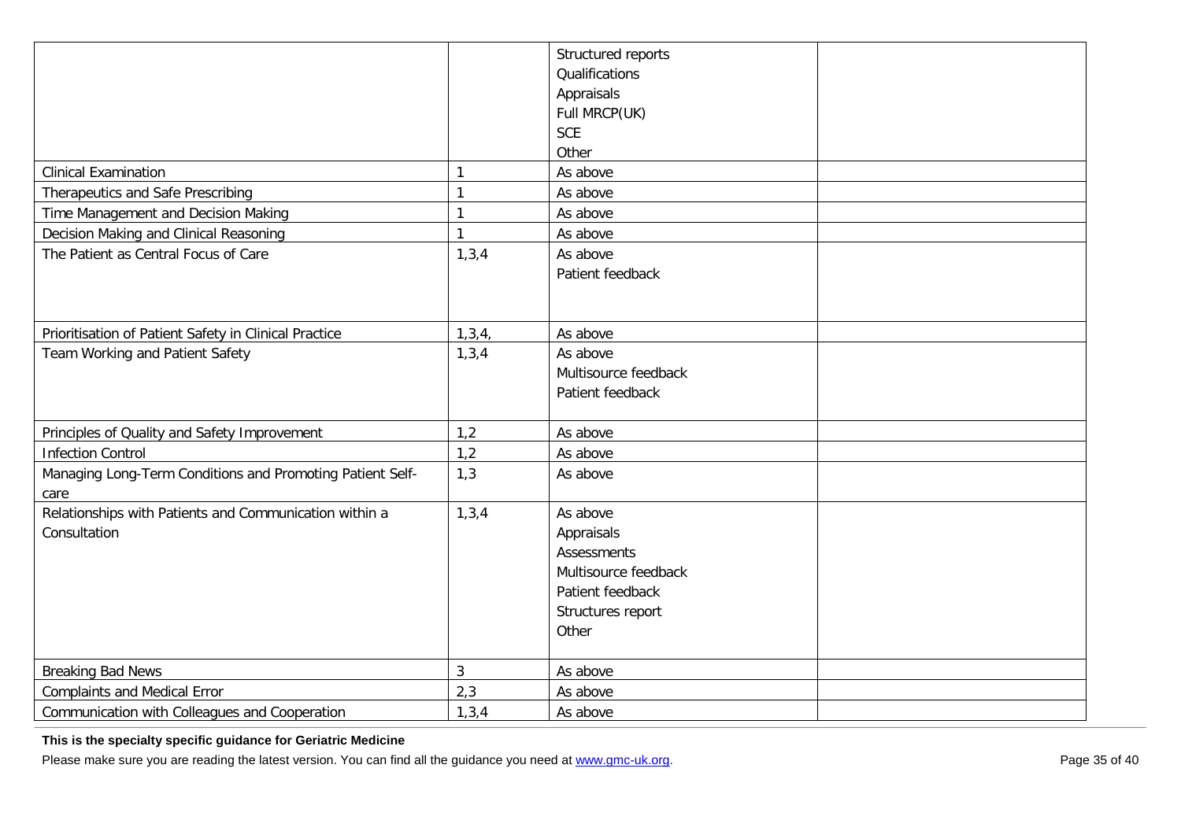| | | | |
|---|---|---|---|
| | | Structured reports<br>Qualifications<br>Appraisals<br>Full MRCP(UK)<br>SCE<br>Other | |
| Clinical Examination | 1 | As above | |
| Therapeutics and Safe Prescribing | 1 | As above | |
| Time Management and Decision Making | 1 | As above | |
| Decision Making and Clinical Reasoning | 1 | As above | |
| The Patient as Central Focus of Care | 1,3,4 | As above<br>Patient feedback | |
| Prioritisation of Patient Safety in Clinical Practice | 1,3,4, | As above | |
| Team Working and Patient Safety | 1,3,4 | As above<br>Multisource feedback<br>Patient feedback | |
| Principles of Quality and Safety Improvement | 1,2 | As above | |
| Infection Control | 1,2 | As above | |
| Managing Long-Term Conditions and Promoting Patient Self-care | 1,3 | As above | |
| Relationships with Patients and Communication within a Consultation | 1,3,4 | As above<br>Appraisals<br>Assessments<br>Multisource feedback<br>Patient feedback<br>Structures report<br>Other | |
| Breaking Bad News | 3 | As above | |
| Complaints and Medical Error | 2,3 | As above | |
| Communication with Colleagues and Cooperation | 1,3,4 | As above | |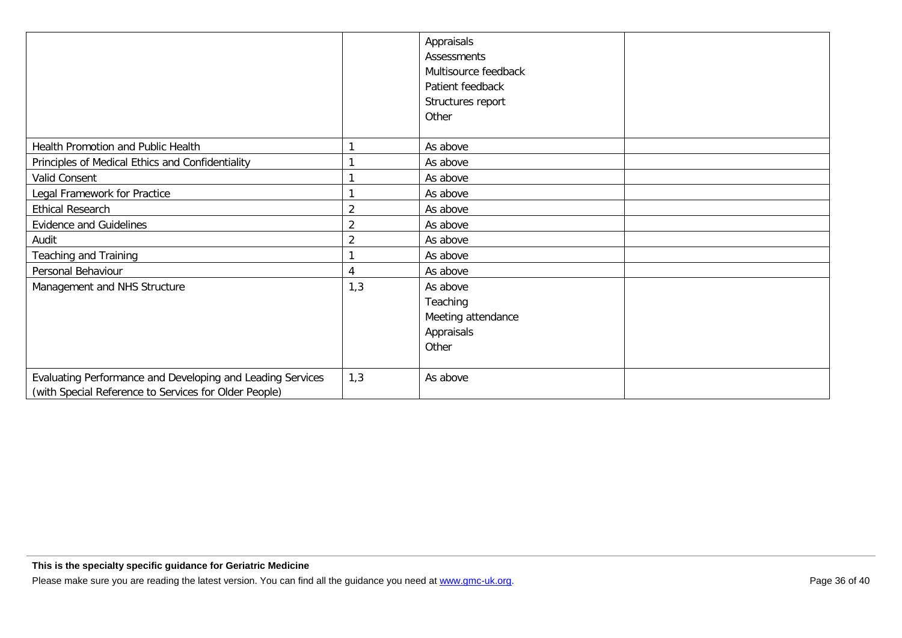| | | | |
|---|---|---|---|
| | | Appraisals<br>Assessments<br>Multisource feedback<br>Patient feedback<br>Structures report<br>Other | |
| Health Promotion and Public Health | 1 | As above | |
| Principles of Medical Ethics and Confidentiality | 1 | As above | |
| Valid Consent | 1 | As above | |
| Legal Framework for Practice | 1 | As above | |
| Ethical Research | 2 | As above | |
| Evidence and Guidelines | 2 | As above | |
| Audit | 2 | As above | |
| Teaching and Training | 1 | As above | |
| Personal Behaviour | 4 | As above | |
| Management and NHS Structure | 1,3 | As above<br>Teaching<br>Meeting attendance<br>Appraisals<br>Other | |
| Evaluating Performance and Developing and Leading Services (with Special Reference to Services for Older People) | 1,3 | As above | |

**This is the specialty specific guidance for Geriatric Medicine**

Please make sure you are reading the latest version. You can find all the guidance you need at [www.gmc-uk.org](http://www.gmc-uk.org).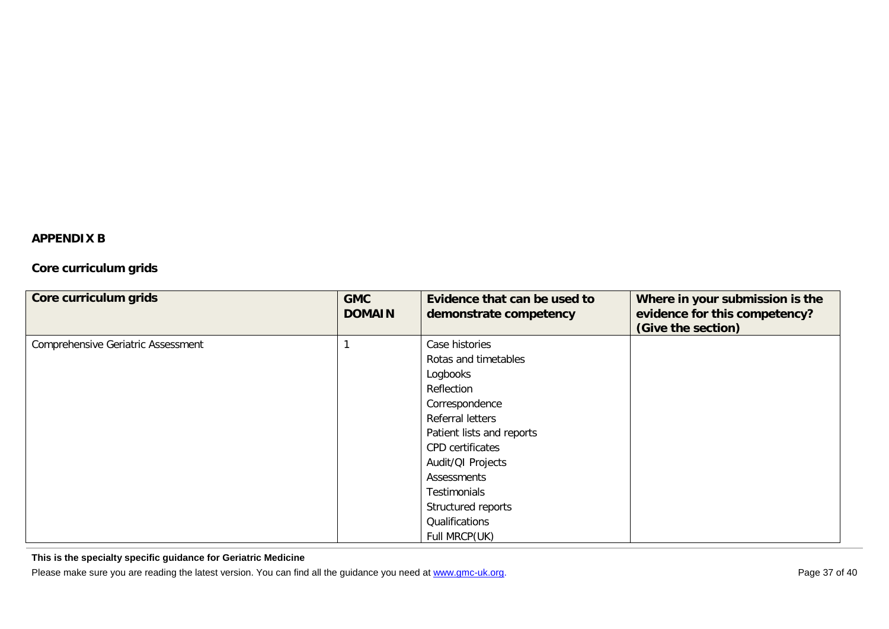**APPENDIX B**

**Core curriculum grids**

| Core curriculum grids | GMC DOMAIN | Evidence that can be used to demonstrate competency | Where in your submission is the evidence for this competency? (Give the section) |
|---|---|---|---|
| Comprehensive Geriatric Assessment | 1 | Case histories<br>Rotas and timetables<br>Logbooks<br>Reflection<br>Correspondence<br>Referral letters<br>Patient lists and reports<br>CPD certificates<br>Audit/QI Projects<br>Assessments<br>Testimonials<br>Structured reports<br>Qualifications<br>Full MRCP(UK) | |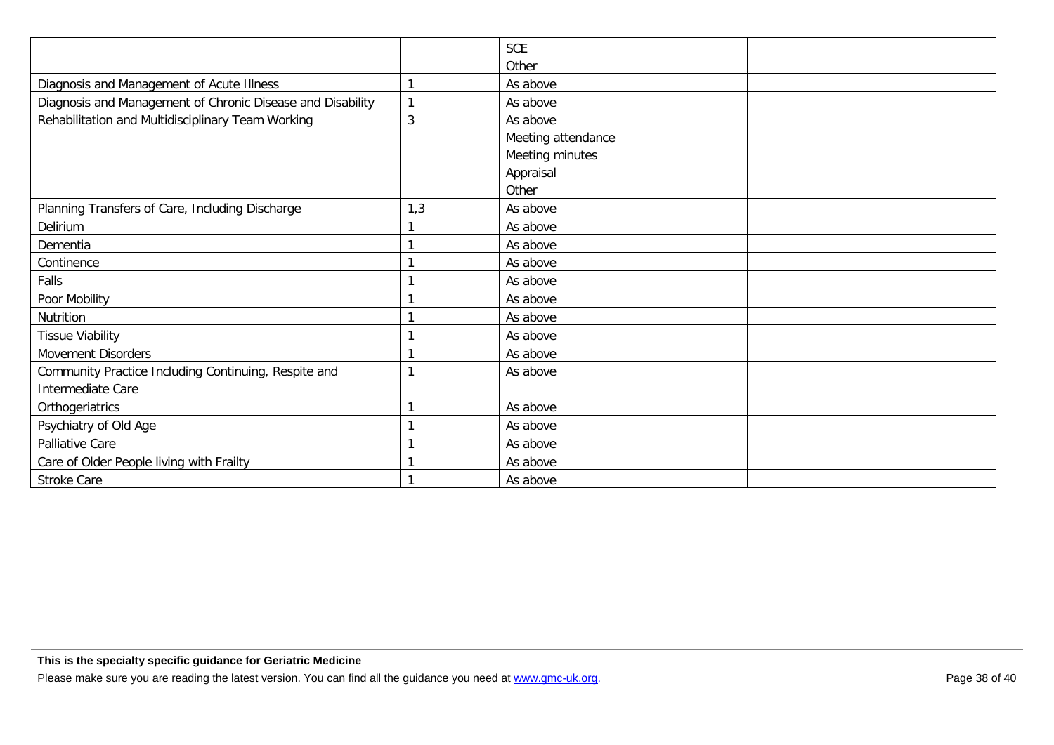| | | | |
|---|---|---|---|
| | | SCE<br>Other | |
| Diagnosis and Management of Acute Illness | 1 | As above | |
| Diagnosis and Management of Chronic Disease and Disability | 1 | As above | |
| Rehabilitation and Multidisciplinary Team Working | 3 | As above<br>Meeting attendance<br>Meeting minutes<br>Appraisal<br>Other | |
| Planning Transfers of Care, Including Discharge | 1,3 | As above | |
| Delirium | 1 | As above | |
| Dementia | 1 | As above | |
| Continence | 1 | As above | |
| Falls | 1 | As above | |
| Poor Mobility | 1 | As above | |
| Nutrition | 1 | As above | |
| Tissue Viability | 1 | As above | |
| Movement Disorders | 1 | As above | |
| Community Practice Including Continuing, Respite and Intermediate Care | 1 | As above | |
| Orthogeriatrics | 1 | As above | |
| Psychiatry of Old Age | 1 | As above | |
| Palliative Care | 1 | As above | |
| Care of Older People living with Frailty | 1 | As above | |
| Stroke Care | 1 | As above | |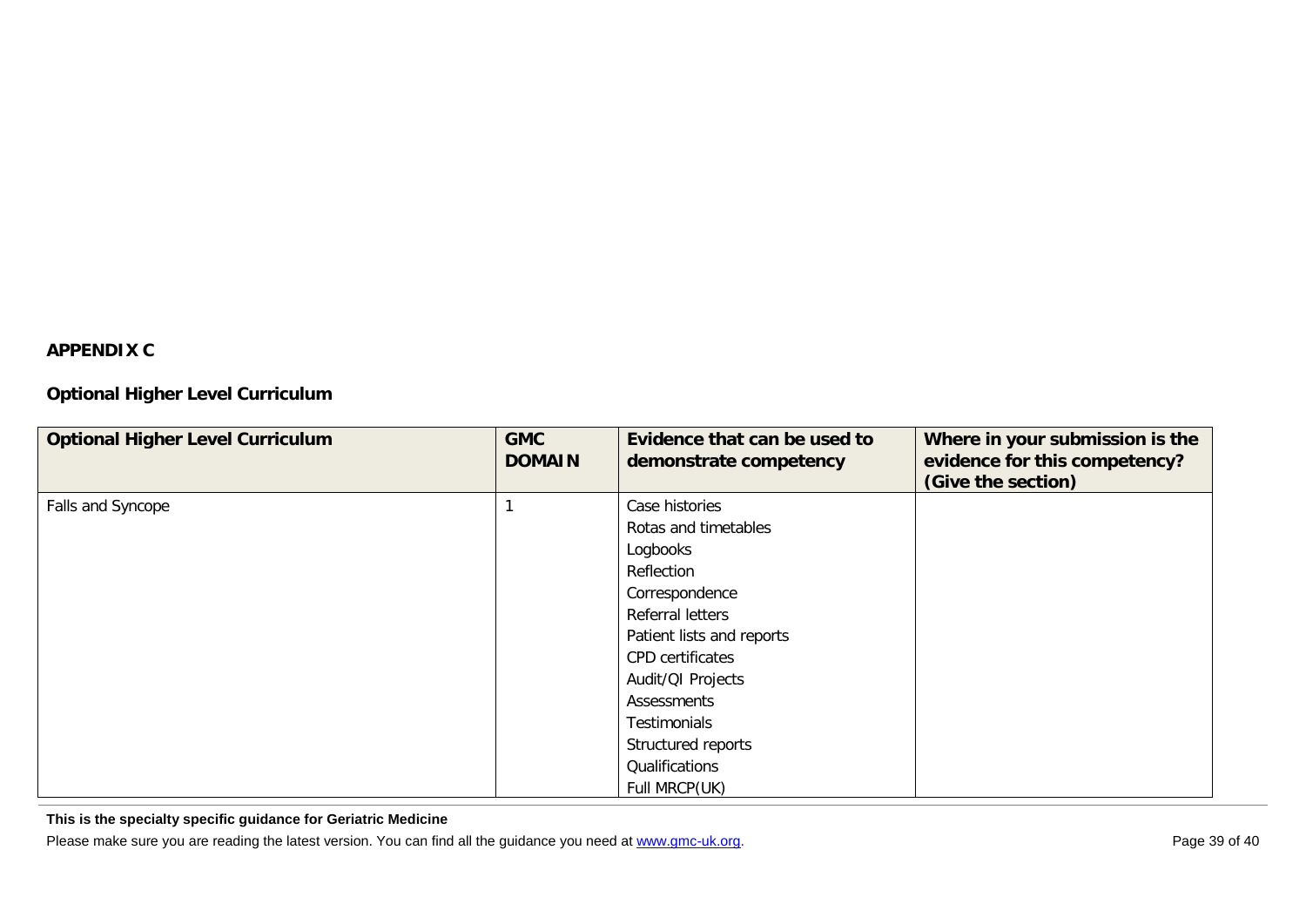## APPENDIX C

### Optional Higher Level Curriculum

| Optional Higher Level Curriculum | GMC DOMAIN | Evidence that can be used to demonstrate competency | Where in your submission is the evidence for this competency? (Give the section) |
|---|---|---|---|
| Falls and Syncope | 1 | Case histories<br>Rotas and timetables<br>Logbooks<br>Reflection<br>Correspondence<br>Referral letters<br>Patient lists and reports<br>CPD certificates<br>Audit/QI Projects<br>Assessments<br>Testimonials<br>Structured reports<br>Qualifications<br>Full MRCP(UK) | |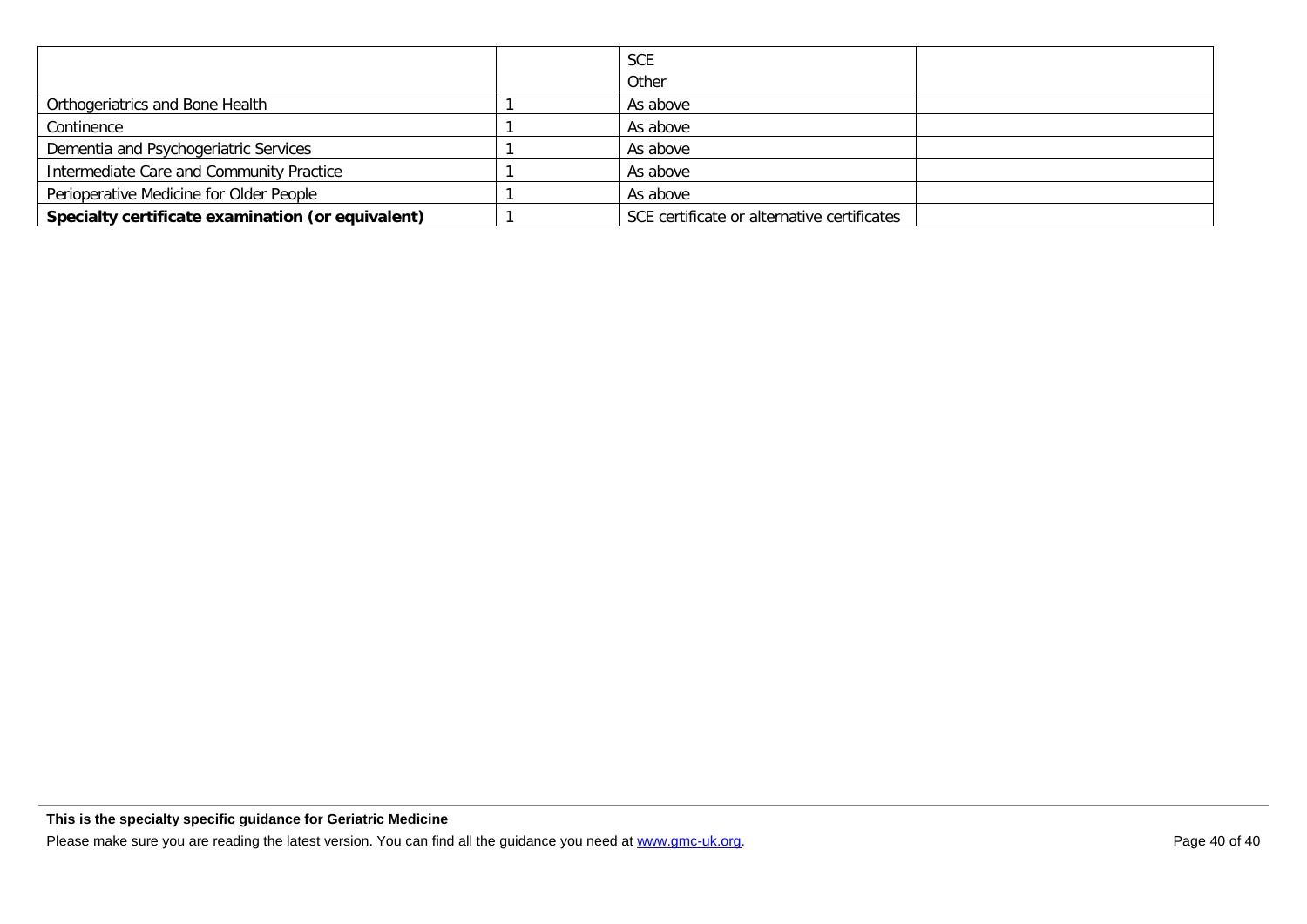| | | | |
|---|---|---|---|
| | | SCE<br>Other | |
| Orthogeriatrics and Bone Health | 1 | As above | |
| Continence | 1 | As above | |
| Dementia and Psychogeriatric Services | 1 | As above | |
| Intermediate Care and Community Practice | 1 | As above | |
| Perioperative Medicine for Older People | 1 | As above | |
| **Specialty certificate examination (or equivalent)** | 1 | SCE certificate or alternative certificates | |

**This is the specialty specific guidance for Geriatric Medicine**

Please make sure you are reading the latest version. You can find all the guidance you need at www.gmc-uk.org.